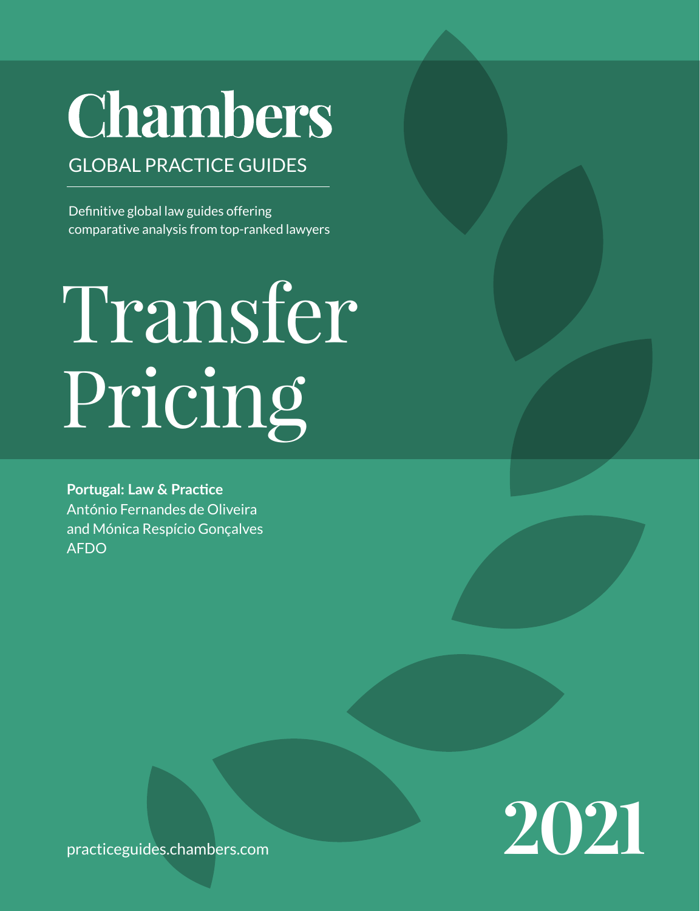# Chambers

GLOBAL PRACTICE GUIDES

Definitive global law guides offering comparative analysis from top-ranked lawyers

# Transfer Pricing

**Portugal: Law & Practice**
António Fernandes de Oliveira
and Mónica Respício Gonçalves
AFDO

practiceguides.chambers.com

2021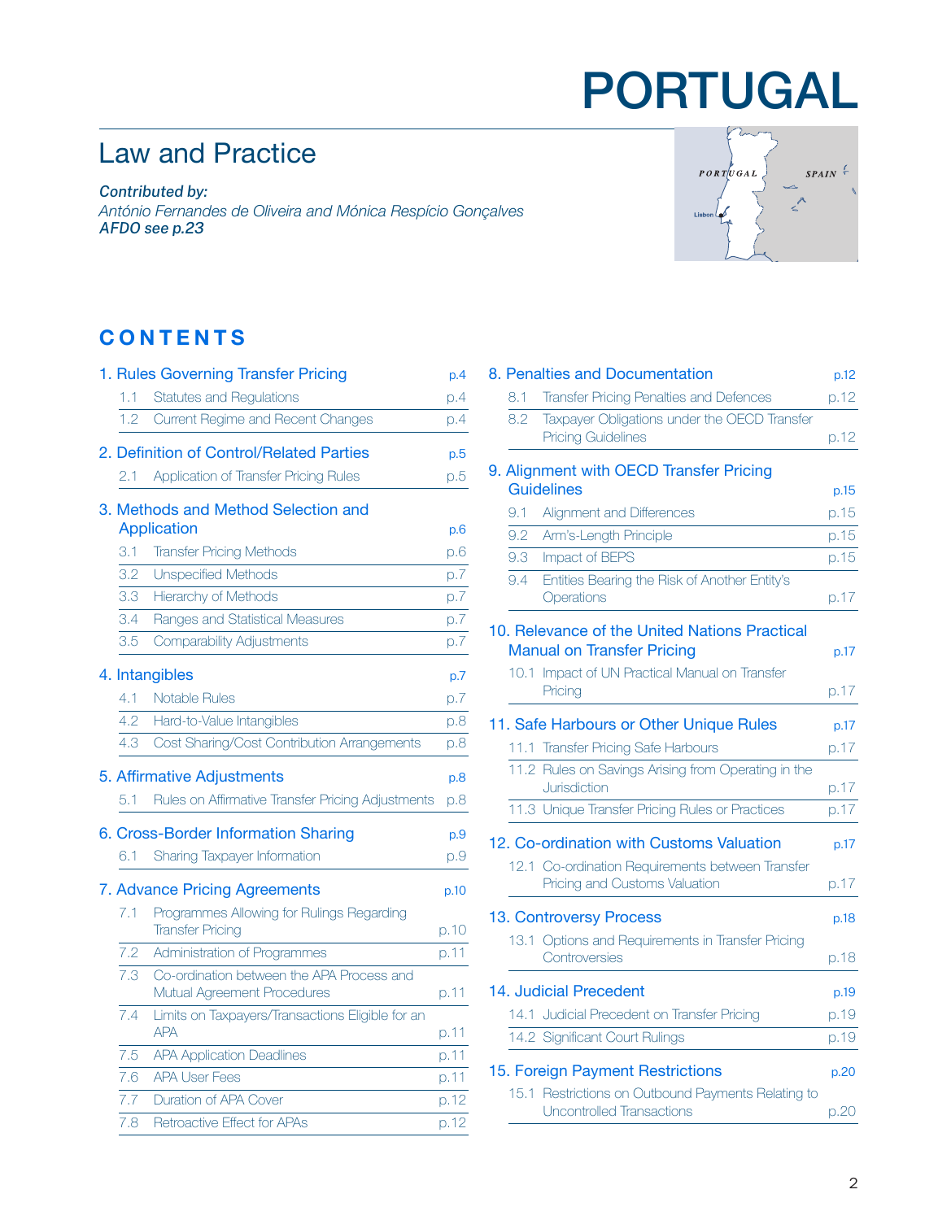# PORTUGAL

## Law and Practice

*Contributed by:*
*António Fernandes de Oliveira and Mónica Respício Gonçalves*
***AFDO see p.23***

## CONTENTS

**1. Rules Governing Transfer Pricing** p.4
- 1.1 Statutes and Regulations p.4
- 1.2 Current Regime and Recent Changes p.4

**2. Definition of Control/Related Parties** p.5
- 2.1 Application of Transfer Pricing Rules p.5

**3. Methods and Method Selection and Application** p.6
- 3.1 Transfer Pricing Methods p.6
- 3.2 Unspecified Methods p.7
- 3.3 Hierarchy of Methods p.7
- 3.4 Ranges and Statistical Measures p.7
- 3.5 Comparability Adjustments p.7

**4. Intangibles** p.7
- 4.1 Notable Rules p.7
- 4.2 Hard-to-Value Intangibles p.8
- 4.3 Cost Sharing/Cost Contribution Arrangements p.8

**5. Affirmative Adjustments** p.8
- 5.1 Rules on Affirmative Transfer Pricing Adjustments p.8

**6. Cross-Border Information Sharing** p.9
- 6.1 Sharing Taxpayer Information p.9

**7. Advance Pricing Agreements** p.10
- 7.1 Programmes Allowing for Rulings Regarding Transfer Pricing p.10
- 7.2 Administration of Programmes p.11
- 7.3 Co-ordination between the APA Process and Mutual Agreement Procedures p.11
- 7.4 Limits on Taxpayers/Transactions Eligible for an APA p.11
- 7.5 APA Application Deadlines p.11
- 7.6 APA User Fees p.11
- 7.7 Duration of APA Cover p.12
- 7.8 Retroactive Effect for APAs p.12

**8. Penalties and Documentation** p.12
- 8.1 Transfer Pricing Penalties and Defences p.12
- 8.2 Taxpayer Obligations under the OECD Transfer Pricing Guidelines p.12

**9. Alignment with OECD Transfer Pricing Guidelines** p.15
- 9.1 Alignment and Differences p.15
- 9.2 Arm's-Length Principle p.15
- 9.3 Impact of BEPS p.15
- 9.4 Entities Bearing the Risk of Another Entity's Operations p.17

**10. Relevance of the United Nations Practical Manual on Transfer Pricing** p.17
- 10.1 Impact of UN Practical Manual on Transfer Pricing p.17

**11. Safe Harbours or Other Unique Rules** p.17
- 11.1 Transfer Pricing Safe Harbours p.17
- 11.2 Rules on Savings Arising from Operating in the Jurisdiction p.17
- 11.3 Unique Transfer Pricing Rules or Practices p.17

**12. Co-ordination with Customs Valuation** p.17
- 12.1 Co-ordination Requirements between Transfer Pricing and Customs Valuation p.17

**13. Controversy Process** p.18
- 13.1 Options and Requirements in Transfer Pricing Controversies p.18

**14. Judicial Precedent** p.19
- 14.1 Judicial Precedent on Transfer Pricing p.19
- 14.2 Significant Court Rulings p.19

**15. Foreign Payment Restrictions** p.20
- 15.1 Restrictions on Outbound Payments Relating to Uncontrolled Transactions p.20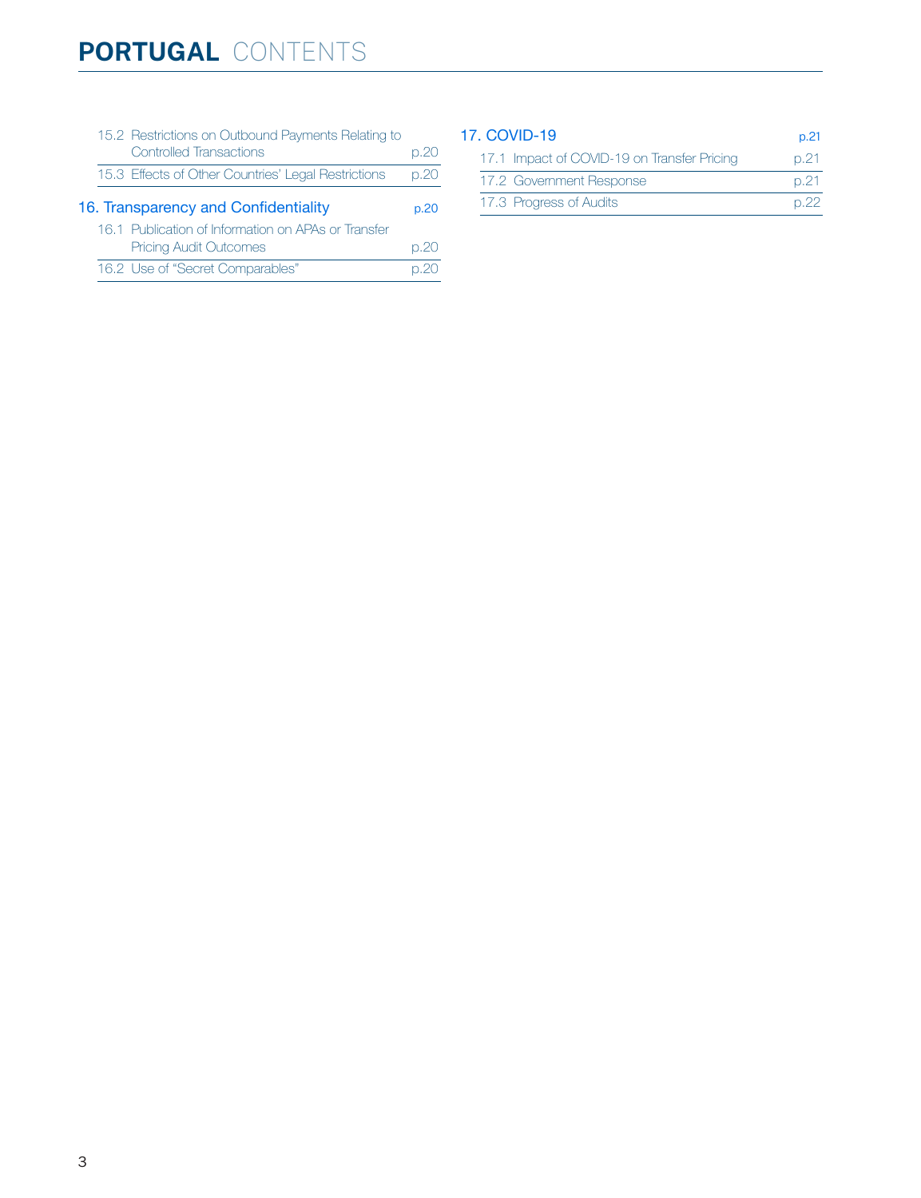# PORTUGAL CONTENTS

15.2 Restrictions on Outbound Payments Relating to Controlled Transactions p.20

15.3 Effects of Other Countries' Legal Restrictions p.20

## 16. Transparency and Confidentiality p.20

16.1 Publication of Information on APAs or Transfer Pricing Audit Outcomes p.20

16.2 Use of "Secret Comparables" p.20

## 17. COVID-19 p.21

17.1 Impact of COVID-19 on Transfer Pricing p.21

17.2 Government Response p.21

17.3 Progress of Audits p.22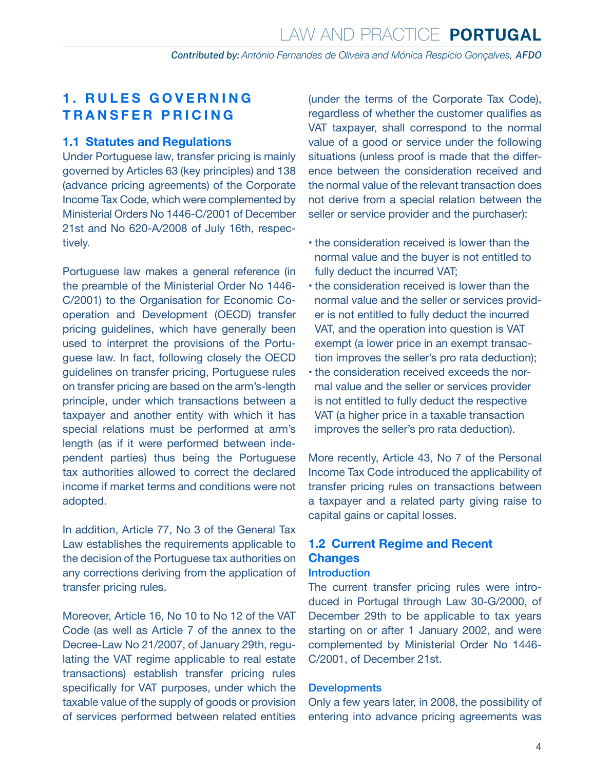# 1. RULES GOVERNING TRANSFER PRICING

## 1.1 Statutes and Regulations

Under Portuguese law, transfer pricing is mainly governed by Articles 63 (key principles) and 138 (advance pricing agreements) of the Corporate Income Tax Code, which were complemented by Ministerial Orders No 1446-C/2001 of December 21st and No 620-A/2008 of July 16th, respectively.

Portuguese law makes a general reference (in the preamble of the Ministerial Order No 1446-C/2001) to the Organisation for Economic Co-operation and Development (OECD) transfer pricing guidelines, which have generally been used to interpret the provisions of the Portuguese law. In fact, following closely the OECD guidelines on transfer pricing, Portuguese rules on transfer pricing are based on the arm's-length principle, under which transactions between a taxpayer and another entity with which it has special relations must be performed at arm's length (as if it were performed between independent parties) thus being the Portuguese tax authorities allowed to correct the declared income if market terms and conditions were not adopted.

In addition, Article 77, No 3 of the General Tax Law establishes the requirements applicable to the decision of the Portuguese tax authorities on any corrections deriving from the application of transfer pricing rules.

Moreover, Article 16, No 10 to No 12 of the VAT Code (as well as Article 7 of the annex to the Decree-Law No 21/2007, of January 29th, regulating the VAT regime applicable to real estate transactions) establish transfer pricing rules specifically for VAT purposes, under which the taxable value of the supply of goods or provision of services performed between related entities (under the terms of the Corporate Tax Code), regardless of whether the customer qualifies as VAT taxpayer, shall correspond to the normal value of a good or service under the following situations (unless proof is made that the difference between the consideration received and the normal value of the relevant transaction does not derive from a special relation between the seller or service provider and the purchaser):

- the consideration received is lower than the normal value and the buyer is not entitled to fully deduct the incurred VAT;
- the consideration received is lower than the normal value and the seller or services provider is not entitled to fully deduct the incurred VAT, and the operation into question is VAT exempt (a lower price in an exempt transaction improves the seller's pro rata deduction);
- the consideration received exceeds the normal value and the seller or services provider is not entitled to fully deduct the respective VAT (a higher price in a taxable transaction improves the seller's pro rata deduction).

More recently, Article 43, No 7 of the Personal Income Tax Code introduced the applicability of transfer pricing rules on transactions between a taxpayer and a related party giving raise to capital gains or capital losses.

## 1.2 Current Regime and Recent Changes

### Introduction

The current transfer pricing rules were introduced in Portugal through Law 30-G/2000, of December 29th to be applicable to tax years starting on or after 1 January 2002, and were complemented by Ministerial Order No 1446-C/2001, of December 21st.

### Developments

Only a few years later, in 2008, the possibility of entering into advance pricing agreements was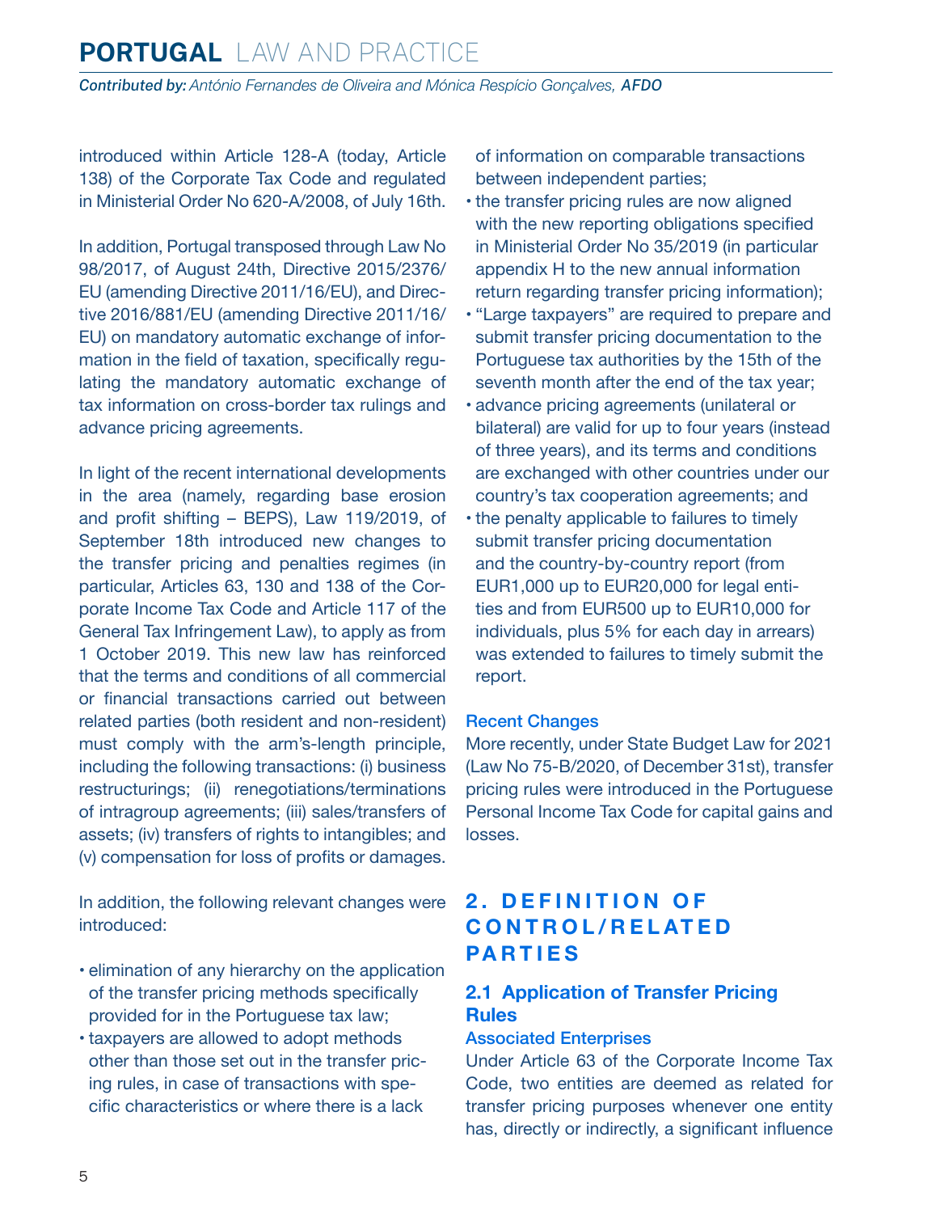introduced within Article 128-A (today, Article 138) of the Corporate Tax Code and regulated in Ministerial Order No 620-A/2008, of July 16th.

In addition, Portugal transposed through Law No 98/2017, of August 24th, Directive 2015/2376/EU (amending Directive 2011/16/EU), and Directive 2016/881/EU (amending Directive 2011/16/EU) on mandatory automatic exchange of information in the field of taxation, specifically regulating the mandatory automatic exchange of tax information on cross-border tax rulings and advance pricing agreements.

In light of the recent international developments in the area (namely, regarding base erosion and profit shifting – BEPS), Law 119/2019, of September 18th introduced new changes to the transfer pricing and penalties regimes (in particular, Articles 63, 130 and 138 of the Corporate Income Tax Code and Article 117 of the General Tax Infringement Law), to apply as from 1 October 2019. This new law has reinforced that the terms and conditions of all commercial or financial transactions carried out between related parties (both resident and non-resident) must comply with the arm's-length principle, including the following transactions: (i) business restructurings; (ii) renegotiations/terminations of intragroup agreements; (iii) sales/transfers of assets; (iv) transfers of rights to intangibles; and (v) compensation for loss of profits or damages.

In addition, the following relevant changes were introduced:

- elimination of any hierarchy on the application of the transfer pricing methods specifically provided for in the Portuguese tax law;
- taxpayers are allowed to adopt methods other than those set out in the transfer pricing rules, in case of transactions with specific characteristics or where there is a lack of information on comparable transactions between independent parties;
- the transfer pricing rules are now aligned with the new reporting obligations specified in Ministerial Order No 35/2019 (in particular appendix H to the new annual information return regarding transfer pricing information);
- "Large taxpayers" are required to prepare and submit transfer pricing documentation to the Portuguese tax authorities by the 15th of the seventh month after the end of the tax year;
- advance pricing agreements (unilateral or bilateral) are valid for up to four years (instead of three years), and its terms and conditions are exchanged with other countries under our country's tax cooperation agreements; and
- the penalty applicable to failures to timely submit transfer pricing documentation and the country-by-country report (from EUR1,000 up to EUR20,000 for legal entities and from EUR500 up to EUR10,000 for individuals, plus 5% for each day in arrears) was extended to failures to timely submit the report.

### Recent Changes

More recently, under State Budget Law for 2021 (Law No 75-B/2020, of December 31st), transfer pricing rules were introduced in the Portuguese Personal Income Tax Code for capital gains and losses.

## 2. DEFINITION OF CONTROL/RELATED PARTIES

### 2.1 Application of Transfer Pricing Rules

#### Associated Enterprises

Under Article 63 of the Corporate Income Tax Code, two entities are deemed as related for transfer pricing purposes whenever one entity has, directly or indirectly, a significant influence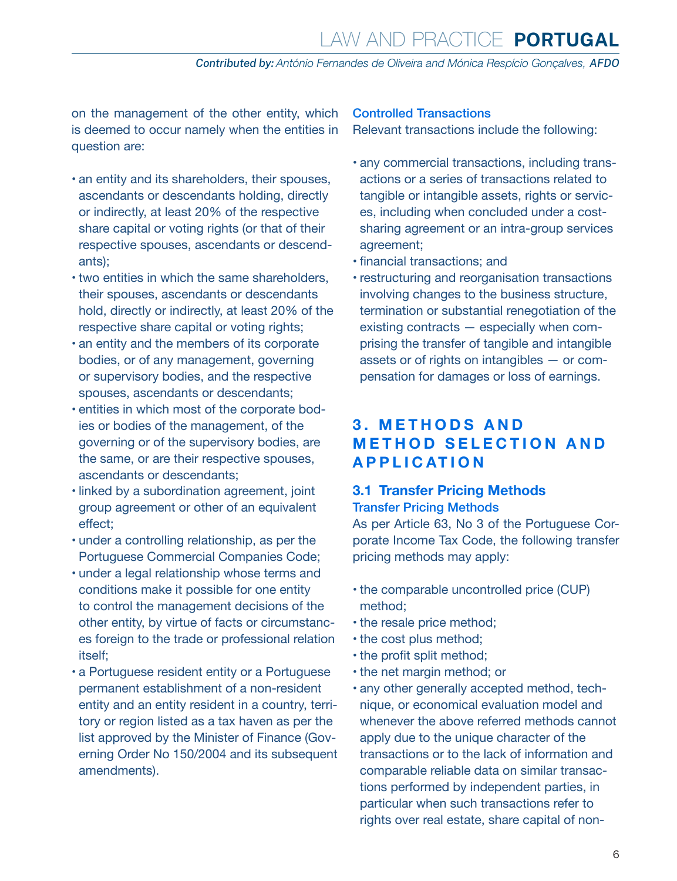on the management of the other entity, which is deemed to occur namely when the entities in question are:

- an entity and its shareholders, their spouses, ascendants or descendants holding, directly or indirectly, at least 20% of the respective share capital or voting rights (or that of their respective spouses, ascendants or descendants);
- two entities in which the same shareholders, their spouses, ascendants or descendants hold, directly or indirectly, at least 20% of the respective share capital or voting rights;
- an entity and the members of its corporate bodies, or of any management, governing or supervisory bodies, and the respective spouses, ascendants or descendants;
- entities in which most of the corporate bodies or bodies of the management, of the governing or of the supervisory bodies, are the same, or are their respective spouses, ascendants or descendants;
- linked by a subordination agreement, joint group agreement or other of an equivalent effect;
- under a controlling relationship, as per the Portuguese Commercial Companies Code;
- under a legal relationship whose terms and conditions make it possible for one entity to control the management decisions of the other entity, by virtue of facts or circumstances foreign to the trade or professional relation itself;
- a Portuguese resident entity or a Portuguese permanent establishment of a non-resident entity and an entity resident in a country, territory or region listed as a tax haven as per the list approved by the Minister of Finance (Governing Order No 150/2004 and its subsequent amendments).

### Controlled Transactions

Relevant transactions include the following:

- any commercial transactions, including transactions or a series of transactions related to tangible or intangible assets, rights or services, including when concluded under a cost-sharing agreement or an intra-group services agreement;
- financial transactions; and
- restructuring and reorganisation transactions involving changes to the business structure, termination or substantial renegotiation of the existing contracts — especially when comprising the transfer of tangible and intangible assets or of rights on intangibles — or compensation for damages or loss of earnings.

# 3. METHODS AND METHOD SELECTION AND APPLICATION

## 3.1 Transfer Pricing Methods

### Transfer Pricing Methods

As per Article 63, No 3 of the Portuguese Corporate Income Tax Code, the following transfer pricing methods may apply:

- the comparable uncontrolled price (CUP) method;
- the resale price method;
- the cost plus method;
- the profit split method;
- the net margin method; or
- any other generally accepted method, technique, or economical evaluation model and whenever the above referred methods cannot apply due to the unique character of the transactions or to the lack of information and comparable reliable data on similar transactions performed by independent parties, in particular when such transactions refer to rights over real estate, share capital of non-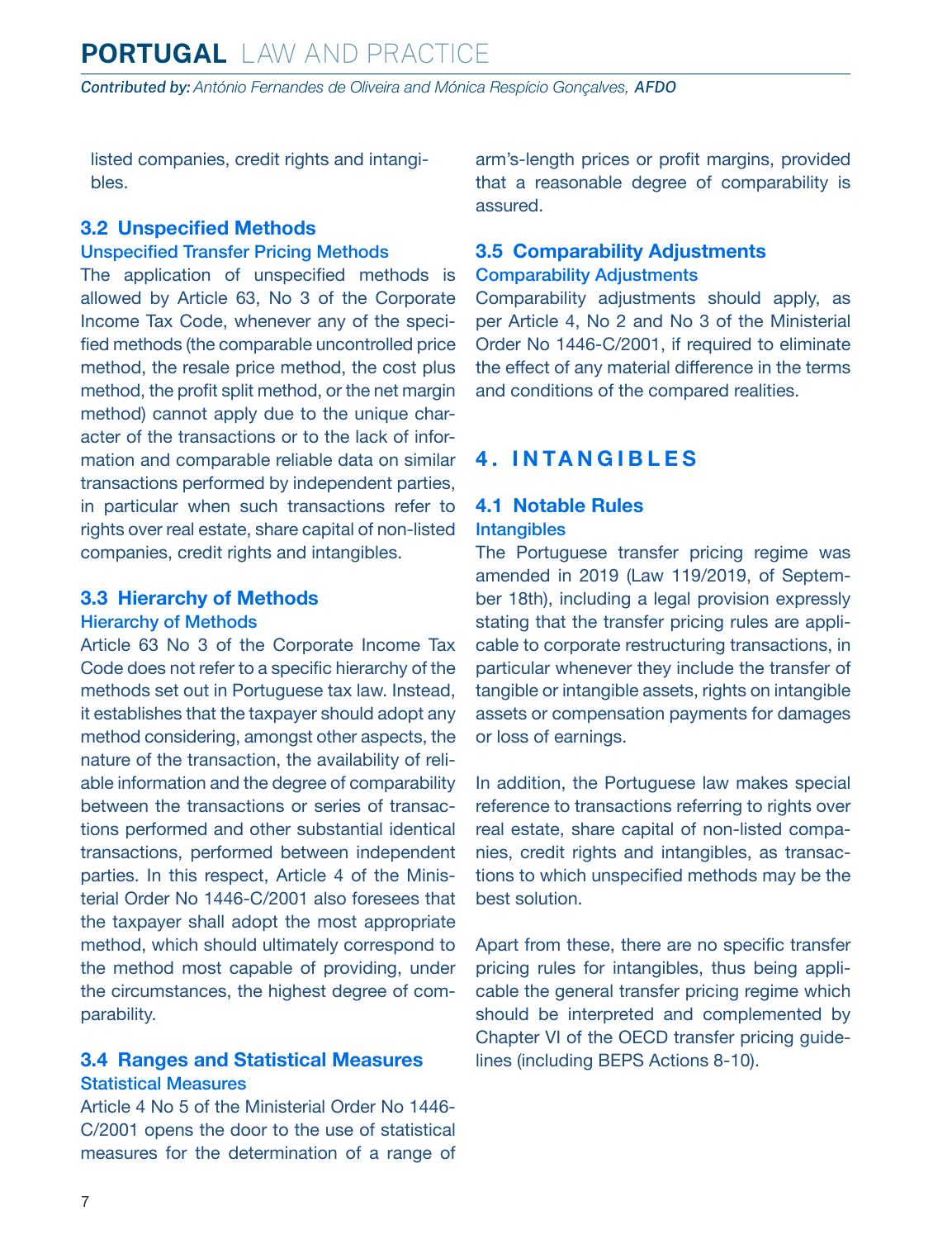listed companies, credit rights and intangibles.

### 3.2 Unspecified Methods

#### Unspecified Transfer Pricing Methods

The application of unspecified methods is allowed by Article 63, No 3 of the Corporate Income Tax Code, whenever any of the specified methods (the comparable uncontrolled price method, the resale price method, the cost plus method, the profit split method, or the net margin method) cannot apply due to the unique character of the transactions or to the lack of information and comparable reliable data on similar transactions performed by independent parties, in particular when such transactions refer to rights over real estate, share capital of non-listed companies, credit rights and intangibles.

### 3.3 Hierarchy of Methods

#### Hierarchy of Methods

Article 63 No 3 of the Corporate Income Tax Code does not refer to a specific hierarchy of the methods set out in Portuguese tax law. Instead, it establishes that the taxpayer should adopt any method considering, amongst other aspects, the nature of the transaction, the availability of reliable information and the degree of comparability between the transactions or series of transactions performed and other substantial identical transactions, performed between independent parties. In this respect, Article 4 of the Ministerial Order No 1446-C/2001 also foresees that the taxpayer shall adopt the most appropriate method, which should ultimately correspond to the method most capable of providing, under the circumstances, the highest degree of comparability.

### 3.4 Ranges and Statistical Measures

#### Statistical Measures

Article 4 No 5 of the Ministerial Order No 1446-C/2001 opens the door to the use of statistical measures for the determination of a range of arm's-length prices or profit margins, provided that a reasonable degree of comparability is assured.

### 3.5 Comparability Adjustments

#### Comparability Adjustments

Comparability adjustments should apply, as per Article 4, No 2 and No 3 of the Ministerial Order No 1446-C/2001, if required to eliminate the effect of any material difference in the terms and conditions of the compared realities.

## 4. INTANGIBLES

### 4.1 Notable Rules

#### Intangibles

The Portuguese transfer pricing regime was amended in 2019 (Law 119/2019, of September 18th), including a legal provision expressly stating that the transfer pricing rules are applicable to corporate restructuring transactions, in particular whenever they include the transfer of tangible or intangible assets, rights on intangible assets or compensation payments for damages or loss of earnings.

In addition, the Portuguese law makes special reference to transactions referring to rights over real estate, share capital of non-listed companies, credit rights and intangibles, as transactions to which unspecified methods may be the best solution.

Apart from these, there are no specific transfer pricing rules for intangibles, thus being applicable the general transfer pricing regime which should be interpreted and complemented by Chapter VI of the OECD transfer pricing guidelines (including BEPS Actions 8-10).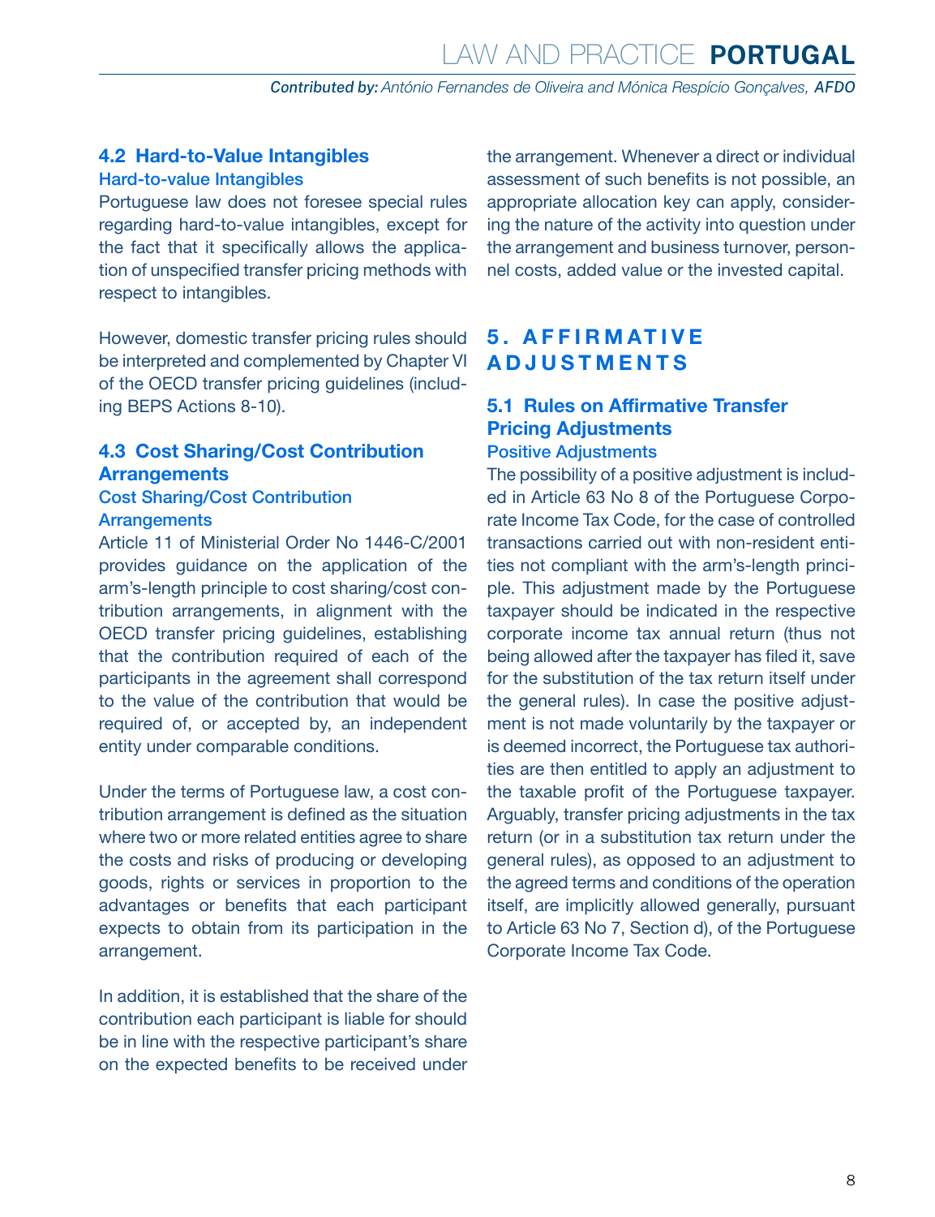### 4.2 Hard-to-Value Intangibles

#### Hard-to-value Intangibles

Portuguese law does not foresee special rules regarding hard-to-value intangibles, except for the fact that it specifically allows the application of unspecified transfer pricing methods with respect to intangibles.

However, domestic transfer pricing rules should be interpreted and complemented by Chapter VI of the OECD transfer pricing guidelines (including BEPS Actions 8-10).

### 4.3 Cost Sharing/Cost Contribution Arrangements

#### Cost Sharing/Cost Contribution Arrangements

Article 11 of Ministerial Order No 1446-C/2001 provides guidance on the application of the arm's-length principle to cost sharing/cost contribution arrangements, in alignment with the OECD transfer pricing guidelines, establishing that the contribution required of each of the participants in the agreement shall correspond to the value of the contribution that would be required of, or accepted by, an independent entity under comparable conditions.

Under the terms of Portuguese law, a cost contribution arrangement is defined as the situation where two or more related entities agree to share the costs and risks of producing or developing goods, rights or services in proportion to the advantages or benefits that each participant expects to obtain from its participation in the arrangement.

In addition, it is established that the share of the contribution each participant is liable for should be in line with the respective participant's share on the expected benefits to be received under the arrangement. Whenever a direct or individual assessment of such benefits is not possible, an appropriate allocation key can apply, considering the nature of the activity into question under the arrangement and business turnover, personnel costs, added value or the invested capital.

## 5. AFFIRMATIVE ADJUSTMENTS

### 5.1 Rules on Affirmative Transfer Pricing Adjustments

#### Positive Adjustments

The possibility of a positive adjustment is included in Article 63 No 8 of the Portuguese Corporate Income Tax Code, for the case of controlled transactions carried out with non-resident entities not compliant with the arm's-length principle. This adjustment made by the Portuguese taxpayer should be indicated in the respective corporate income tax annual return (thus not being allowed after the taxpayer has filed it, save for the substitution of the tax return itself under the general rules). In case the positive adjustment is not made voluntarily by the taxpayer or is deemed incorrect, the Portuguese tax authorities are then entitled to apply an adjustment to the taxable profit of the Portuguese taxpayer. Arguably, transfer pricing adjustments in the tax return (or in a substitution tax return under the general rules), as opposed to an adjustment to the agreed terms and conditions of the operation itself, are implicitly allowed generally, pursuant to Article 63 No 7, Section d), of the Portuguese Corporate Income Tax Code.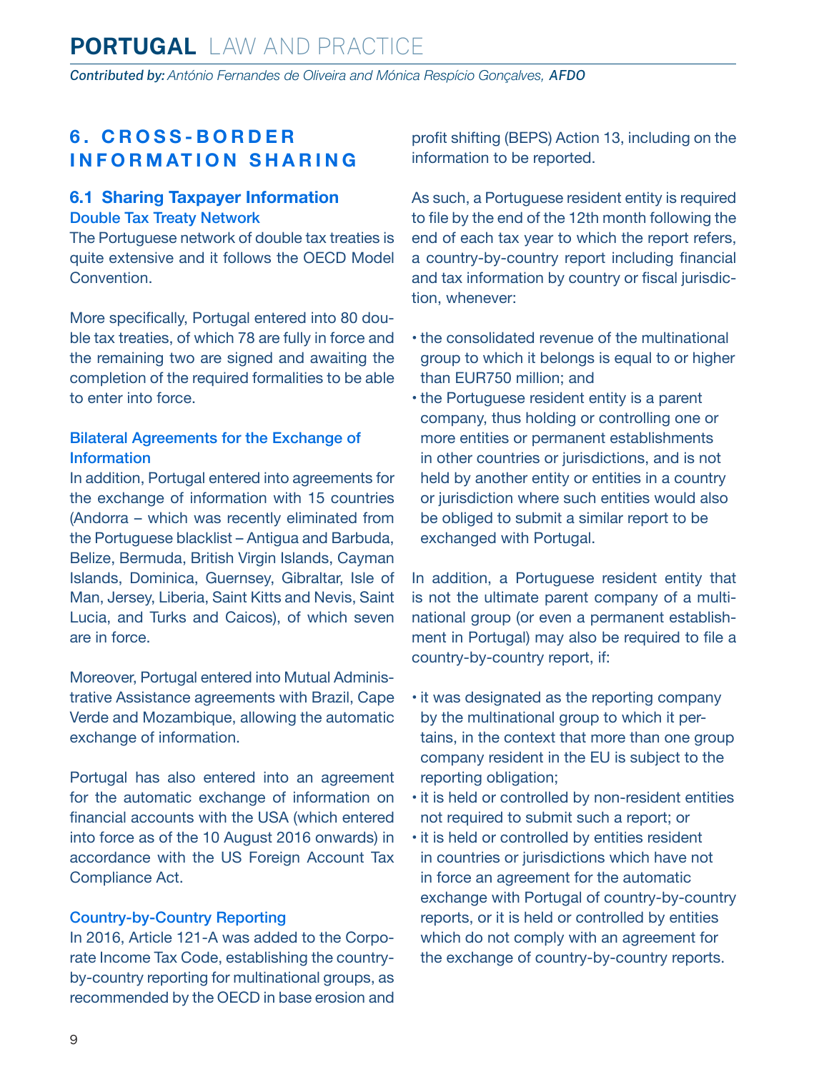## 6. CROSS-BORDER INFORMATION SHARING

### 6.1 Sharing Taxpayer Information

#### Double Tax Treaty Network

The Portuguese network of double tax treaties is quite extensive and it follows the OECD Model Convention.

More specifically, Portugal entered into 80 double tax treaties, of which 78 are fully in force and the remaining two are signed and awaiting the completion of the required formalities to be able to enter into force.

#### Bilateral Agreements for the Exchange of Information

In addition, Portugal entered into agreements for the exchange of information with 15 countries (Andorra – which was recently eliminated from the Portuguese blacklist – Antigua and Barbuda, Belize, Bermuda, British Virgin Islands, Cayman Islands, Dominica, Guernsey, Gibraltar, Isle of Man, Jersey, Liberia, Saint Kitts and Nevis, Saint Lucia, and Turks and Caicos), of which seven are in force.

Moreover, Portugal entered into Mutual Administrative Assistance agreements with Brazil, Cape Verde and Mozambique, allowing the automatic exchange of information.

Portugal has also entered into an agreement for the automatic exchange of information on financial accounts with the USA (which entered into force as of the 10 August 2016 onwards) in accordance with the US Foreign Account Tax Compliance Act.

#### Country-by-Country Reporting

In 2016, Article 121-A was added to the Corporate Income Tax Code, establishing the country-by-country reporting for multinational groups, as recommended by the OECD in base erosion and profit shifting (BEPS) Action 13, including on the information to be reported.

As such, a Portuguese resident entity is required to file by the end of the 12th month following the end of each tax year to which the report refers, a country-by-country report including financial and tax information by country or fiscal jurisdiction, whenever:

- the consolidated revenue of the multinational group to which it belongs is equal to or higher than EUR750 million; and
- the Portuguese resident entity is a parent company, thus holding or controlling one or more entities or permanent establishments in other countries or jurisdictions, and is not held by another entity or entities in a country or jurisdiction where such entities would also be obliged to submit a similar report to be exchanged with Portugal.

In addition, a Portuguese resident entity that is not the ultimate parent company of a multinational group (or even a permanent establishment in Portugal) may also be required to file a country-by-country report, if:

- it was designated as the reporting company by the multinational group to which it pertains, in the context that more than one group company resident in the EU is subject to the reporting obligation;
- it is held or controlled by non-resident entities not required to submit such a report; or
- it is held or controlled by entities resident in countries or jurisdictions which have not in force an agreement for the automatic exchange with Portugal of country-by-country reports, or it is held or controlled by entities which do not comply with an agreement for the exchange of country-by-country reports.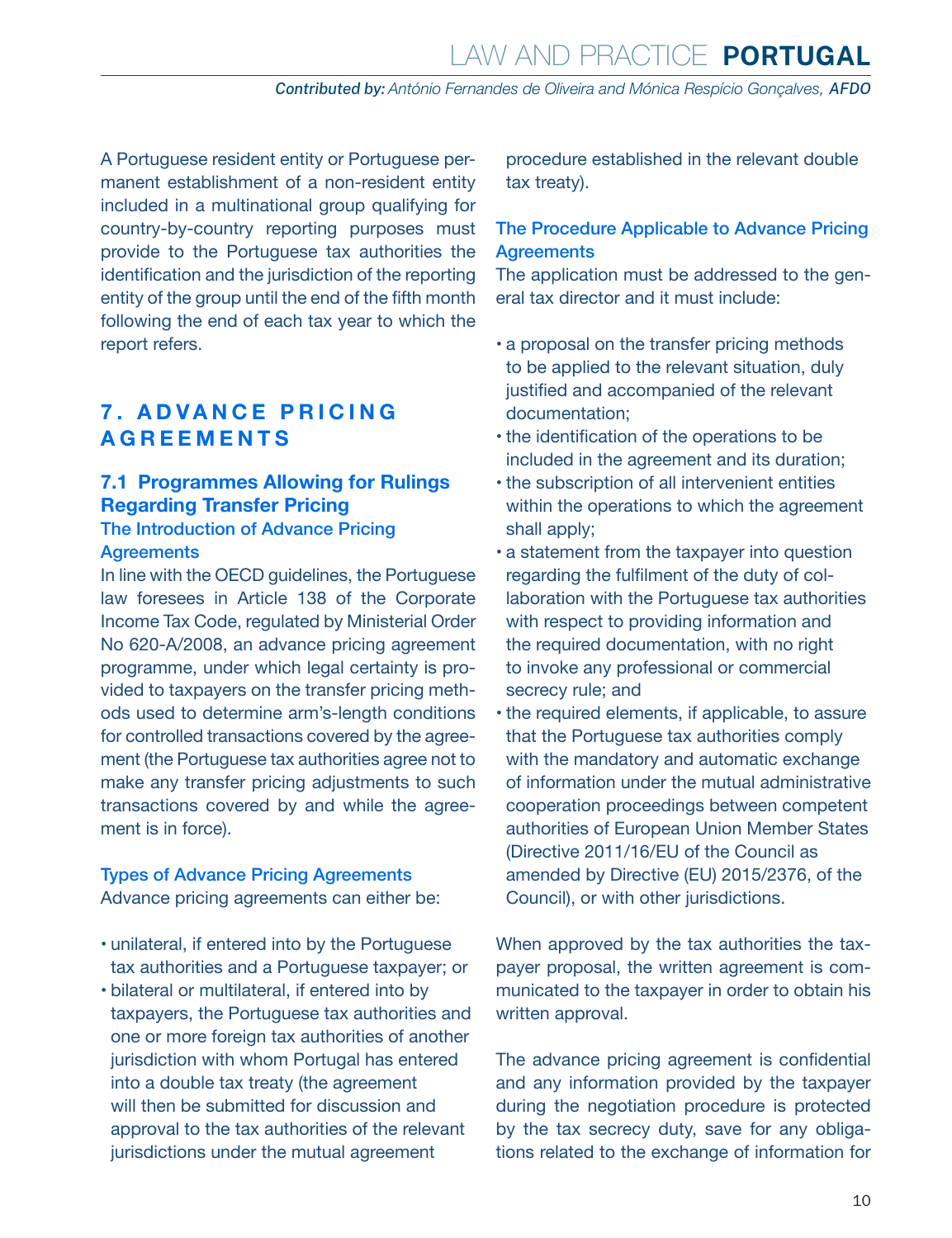A Portuguese resident entity or Portuguese permanent establishment of a non-resident entity included in a multinational group qualifying for country-by-country reporting purposes must provide to the Portuguese tax authorities the identification and the jurisdiction of the reporting entity of the group until the end of the fifth month following the end of each tax year to which the report refers.

## 7. ADVANCE PRICING AGREEMENTS

### 7.1 Programmes Allowing for Rulings Regarding Transfer Pricing

#### The Introduction of Advance Pricing Agreements

In line with the OECD guidelines, the Portuguese law foresees in Article 138 of the Corporate Income Tax Code, regulated by Ministerial Order No 620-A/2008, an advance pricing agreement programme, under which legal certainty is provided to taxpayers on the transfer pricing methods used to determine arm's-length conditions for controlled transactions covered by the agreement (the Portuguese tax authorities agree not to make any transfer pricing adjustments to such transactions covered by and while the agreement is in force).

#### Types of Advance Pricing Agreements

Advance pricing agreements can either be:

- unilateral, if entered into by the Portuguese tax authorities and a Portuguese taxpayer; or
- bilateral or multilateral, if entered into by taxpayers, the Portuguese tax authorities and one or more foreign tax authorities of another jurisdiction with whom Portugal has entered into a double tax treaty (the agreement will then be submitted for discussion and approval to the tax authorities of the relevant jurisdictions under the mutual agreement procedure established in the relevant double tax treaty).

#### The Procedure Applicable to Advance Pricing Agreements

The application must be addressed to the general tax director and it must include:

- a proposal on the transfer pricing methods to be applied to the relevant situation, duly justified and accompanied of the relevant documentation;
- the identification of the operations to be included in the agreement and its duration;
- the subscription of all intervenient entities within the operations to which the agreement shall apply;
- a statement from the taxpayer into question regarding the fulfilment of the duty of collaboration with the Portuguese tax authorities with respect to providing information and the required documentation, with no right to invoke any professional or commercial secrecy rule; and
- the required elements, if applicable, to assure that the Portuguese tax authorities comply with the mandatory and automatic exchange of information under the mutual administrative cooperation proceedings between competent authorities of European Union Member States (Directive 2011/16/EU of the Council as amended by Directive (EU) 2015/2376, of the Council), or with other jurisdictions.

When approved by the tax authorities the taxpayer proposal, the written agreement is communicated to the taxpayer in order to obtain his written approval.

The advance pricing agreement is confidential and any information provided by the taxpayer during the negotiation procedure is protected by the tax secrecy duty, save for any obligations related to the exchange of information for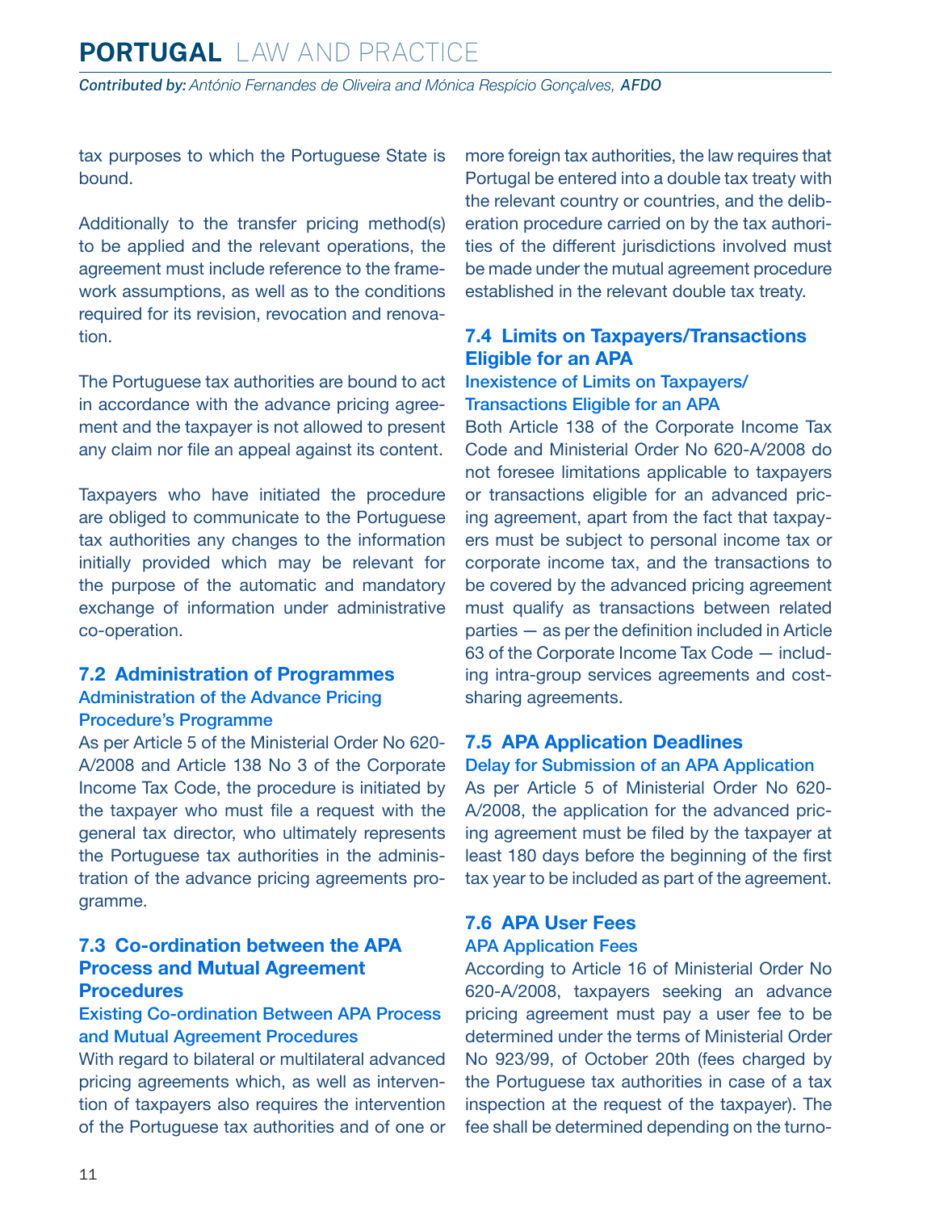tax purposes to which the Portuguese State is bound.

Additionally to the transfer pricing method(s) to be applied and the relevant operations, the agreement must include reference to the framework assumptions, as well as to the conditions required for its revision, revocation and renovation.

The Portuguese tax authorities are bound to act in accordance with the advance pricing agreement and the taxpayer is not allowed to present any claim nor file an appeal against its content.

Taxpayers who have initiated the procedure are obliged to communicate to the Portuguese tax authorities any changes to the information initially provided which may be relevant for the purpose of the automatic and mandatory exchange of information under administrative co-operation.

## 7.2 Administration of Programmes

### Administration of the Advance Pricing Procedure's Programme

As per Article 5 of the Ministerial Order No 620-A/2008 and Article 138 No 3 of the Corporate Income Tax Code, the procedure is initiated by the taxpayer who must file a request with the general tax director, who ultimately represents the Portuguese tax authorities in the administration of the advance pricing agreements programme.

## 7.3 Co-ordination between the APA Process and Mutual Agreement Procedures

### Existing Co-ordination Between APA Process and Mutual Agreement Procedures

With regard to bilateral or multilateral advanced pricing agreements which, as well as intervention of taxpayers also requires the intervention of the Portuguese tax authorities and of one or more foreign tax authorities, the law requires that Portugal be entered into a double tax treaty with the relevant country or countries, and the deliberation procedure carried on by the tax authorities of the different jurisdictions involved must be made under the mutual agreement procedure established in the relevant double tax treaty.

## 7.4 Limits on Taxpayers/Transactions Eligible for an APA

### Inexistence of Limits on Taxpayers/Transactions Eligible for an APA

Both Article 138 of the Corporate Income Tax Code and Ministerial Order No 620-A/2008 do not foresee limitations applicable to taxpayers or transactions eligible for an advanced pricing agreement, apart from the fact that taxpayers must be subject to personal income tax or corporate income tax, and the transactions to be covered by the advanced pricing agreement must qualify as transactions between related parties — as per the definition included in Article 63 of the Corporate Income Tax Code — including intra-group services agreements and cost-sharing agreements.

## 7.5 APA Application Deadlines

### Delay for Submission of an APA Application

As per Article 5 of Ministerial Order No 620-A/2008, the application for the advanced pricing agreement must be filed by the taxpayer at least 180 days before the beginning of the first tax year to be included as part of the agreement.

## 7.6 APA User Fees

### APA Application Fees

According to Article 16 of Ministerial Order No 620-A/2008, taxpayers seeking an advance pricing agreement must pay a user fee to be determined under the terms of Ministerial Order No 923/99, of October 20th (fees charged by the Portuguese tax authorities in case of a tax inspection at the request of the taxpayer). The fee shall be determined depending on the turno-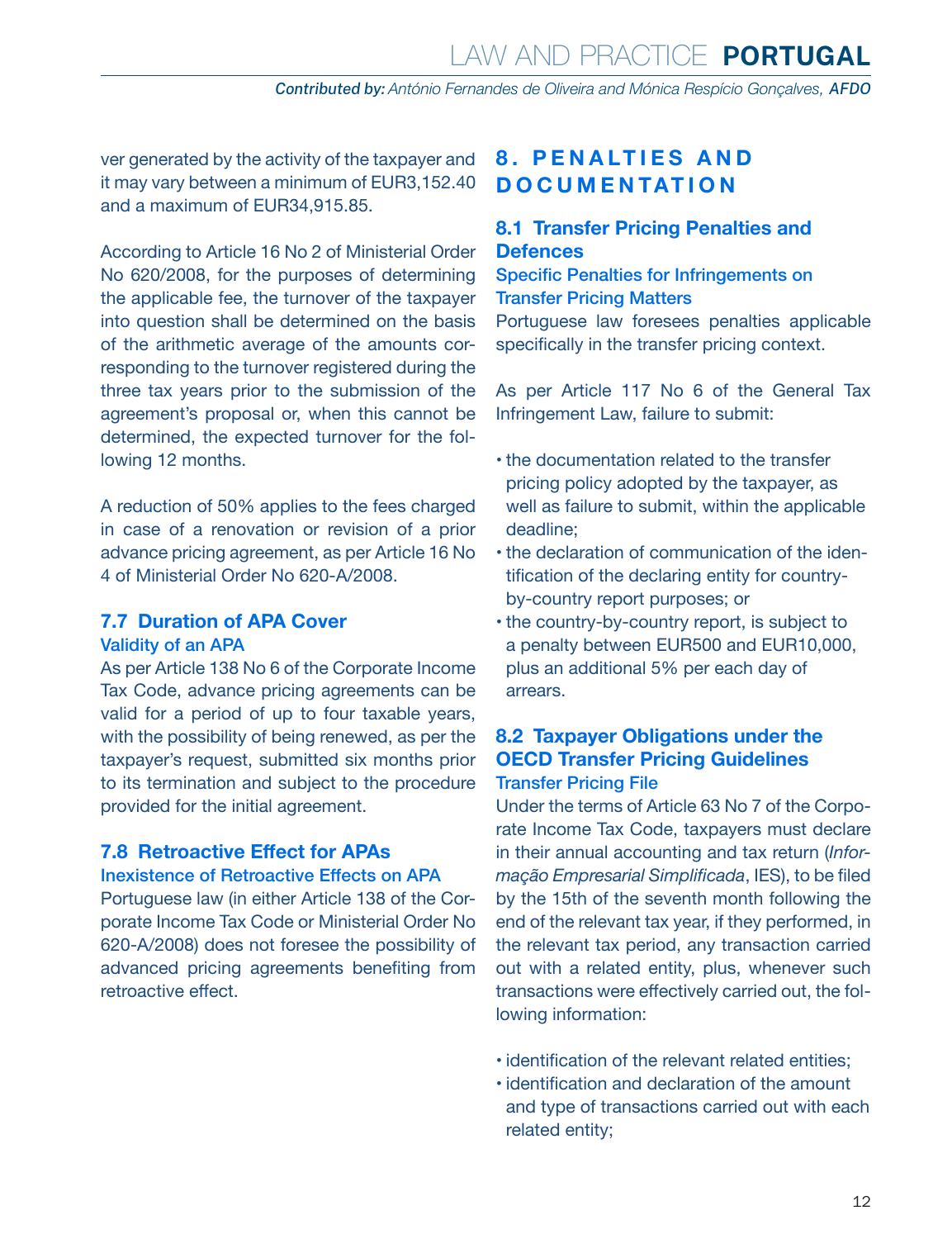ver generated by the activity of the taxpayer and it may vary between a minimum of EUR3,152.40 and a maximum of EUR34,915.85.

According to Article 16 No 2 of Ministerial Order No 620/2008, for the purposes of determining the applicable fee, the turnover of the taxpayer into question shall be determined on the basis of the arithmetic average of the amounts corresponding to the turnover registered during the three tax years prior to the submission of the agreement's proposal or, when this cannot be determined, the expected turnover for the following 12 months.

A reduction of 50% applies to the fees charged in case of a renovation or revision of a prior advance pricing agreement, as per Article 16 No 4 of Ministerial Order No 620-A/2008.

### 7.7 Duration of APA Cover

#### Validity of an APA

As per Article 138 No 6 of the Corporate Income Tax Code, advance pricing agreements can be valid for a period of up to four taxable years, with the possibility of being renewed, as per the taxpayer's request, submitted six months prior to its termination and subject to the procedure provided for the initial agreement.

### 7.8 Retroactive Effect for APAs

#### Inexistence of Retroactive Effects on APA

Portuguese law (in either Article 138 of the Corporate Income Tax Code or Ministerial Order No 620-A/2008) does not foresee the possibility of advanced pricing agreements benefiting from retroactive effect.

## 8. PENALTIES AND DOCUMENTATION

### 8.1 Transfer Pricing Penalties and Defences

#### Specific Penalties for Infringements on Transfer Pricing Matters

Portuguese law foresees penalties applicable specifically in the transfer pricing context.

As per Article 117 No 6 of the General Tax Infringement Law, failure to submit:

- the documentation related to the transfer pricing policy adopted by the taxpayer, as well as failure to submit, within the applicable deadline;
- the declaration of communication of the identification of the declaring entity for country-by-country report purposes; or
- the country-by-country report, is subject to a penalty between EUR500 and EUR10,000, plus an additional 5% per each day of arrears.

### 8.2 Taxpayer Obligations under the OECD Transfer Pricing Guidelines

#### Transfer Pricing File

Under the terms of Article 63 No 7 of the Corporate Income Tax Code, taxpayers must declare in their annual accounting and tax return (*Informação Empresarial Simplificada*, IES), to be filed by the 15th of the seventh month following the end of the relevant tax year, if they performed, in the relevant tax period, any transaction carried out with a related entity, plus, whenever such transactions were effectively carried out, the following information:

- identification of the relevant related entities;
- identification and declaration of the amount and type of transactions carried out with each related entity;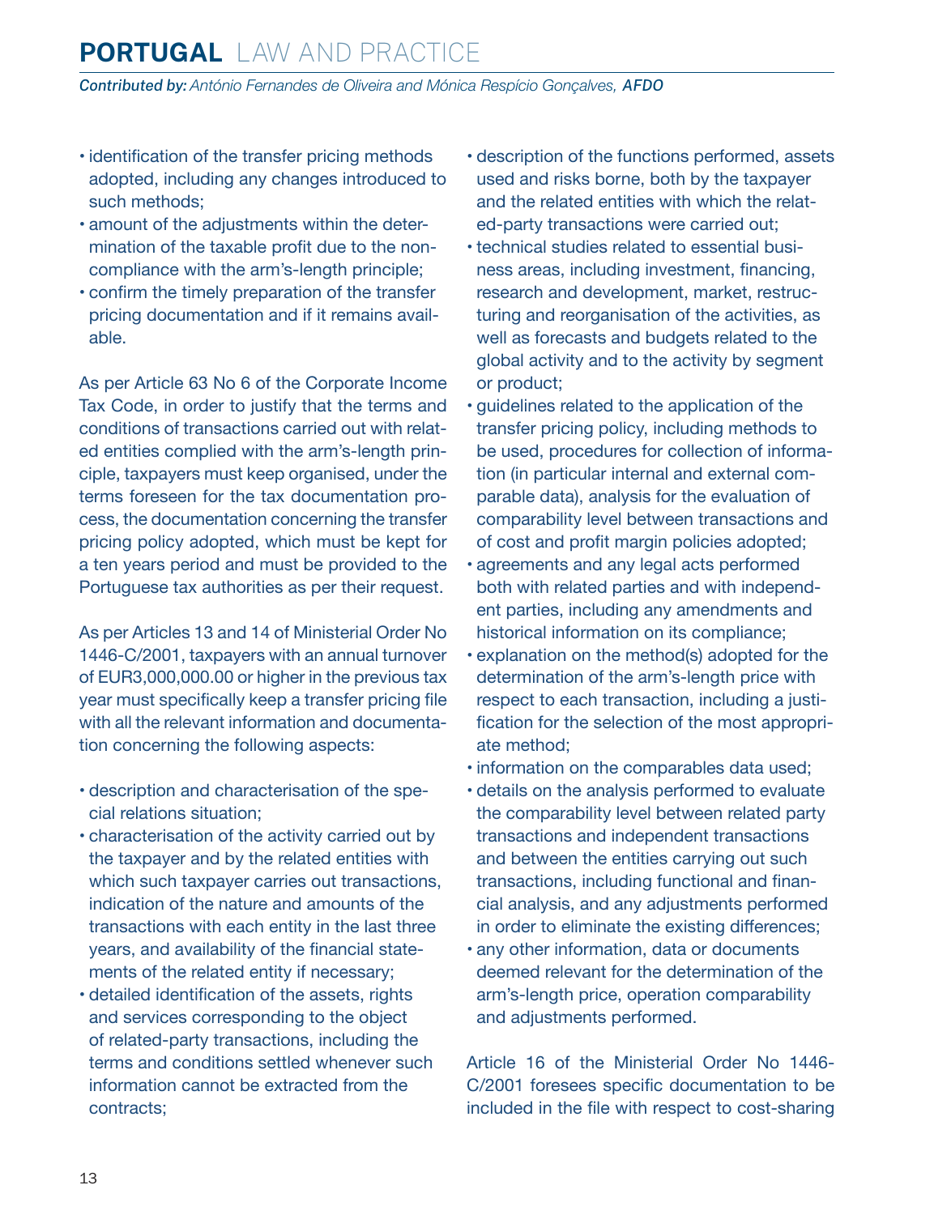- identification of the transfer pricing methods adopted, including any changes introduced to such methods;
- amount of the adjustments within the determination of the taxable profit due to the non-compliance with the arm's-length principle;
- confirm the timely preparation of the transfer pricing documentation and if it remains available.

As per Article 63 No 6 of the Corporate Income Tax Code, in order to justify that the terms and conditions of transactions carried out with related entities complied with the arm's-length principle, taxpayers must keep organised, under the terms foreseen for the tax documentation process, the documentation concerning the transfer pricing policy adopted, which must be kept for a ten years period and must be provided to the Portuguese tax authorities as per their request.

As per Articles 13 and 14 of Ministerial Order No 1446-C/2001, taxpayers with an annual turnover of EUR3,000,000.00 or higher in the previous tax year must specifically keep a transfer pricing file with all the relevant information and documentation concerning the following aspects:

- description and characterisation of the special relations situation;
- characterisation of the activity carried out by the taxpayer and by the related entities with which such taxpayer carries out transactions, indication of the nature and amounts of the transactions with each entity in the last three years, and availability of the financial statements of the related entity if necessary;
- detailed identification of the assets, rights and services corresponding to the object of related-party transactions, including the terms and conditions settled whenever such information cannot be extracted from the contracts;
- description of the functions performed, assets used and risks borne, both by the taxpayer and the related entities with which the related-party transactions were carried out;
- technical studies related to essential business areas, including investment, financing, research and development, market, restructuring and reorganisation of the activities, as well as forecasts and budgets related to the global activity and to the activity by segment or product;
- guidelines related to the application of the transfer pricing policy, including methods to be used, procedures for collection of information (in particular internal and external comparable data), analysis for the evaluation of comparability level between transactions and of cost and profit margin policies adopted;
- agreements and any legal acts performed both with related parties and with independent parties, including any amendments and historical information on its compliance;
- explanation on the method(s) adopted for the determination of the arm's-length price with respect to each transaction, including a justification for the selection of the most appropriate method;
- information on the comparables data used;
- details on the analysis performed to evaluate the comparability level between related party transactions and independent transactions and between the entities carrying out such transactions, including functional and financial analysis, and any adjustments performed in order to eliminate the existing differences;
- any other information, data or documents deemed relevant for the determination of the arm's-length price, operation comparability and adjustments performed.

Article 16 of the Ministerial Order No 1446-C/2001 foresees specific documentation to be included in the file with respect to cost-sharing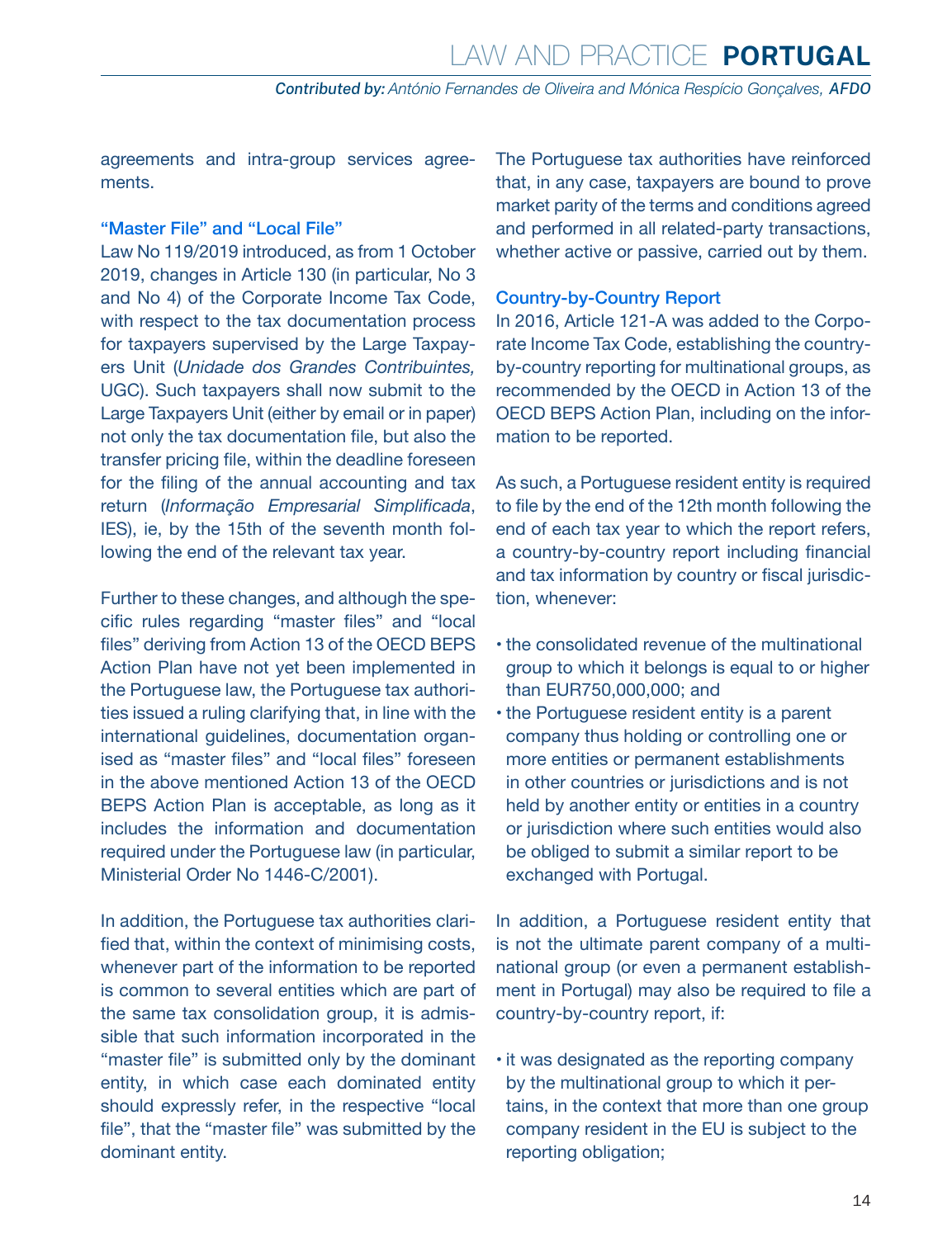agreements and intra-group services agreements.

### "Master File" and "Local File"

Law No 119/2019 introduced, as from 1 October 2019, changes in Article 130 (in particular, No 3 and No 4) of the Corporate Income Tax Code, with respect to the tax documentation process for taxpayers supervised by the Large Taxpayers Unit (*Unidade dos Grandes Contribuintes,* UGC). Such taxpayers shall now submit to the Large Taxpayers Unit (either by email or in paper) not only the tax documentation file, but also the transfer pricing file, within the deadline foreseen for the filing of the annual accounting and tax return (*Informação Empresarial Simplificada*, IES), ie, by the 15th of the seventh month following the end of the relevant tax year.

Further to these changes, and although the specific rules regarding "master files" and "local files" deriving from Action 13 of the OECD BEPS Action Plan have not yet been implemented in the Portuguese law, the Portuguese tax authorities issued a ruling clarifying that, in line with the international guidelines, documentation organised as "master files" and "local files" foreseen in the above mentioned Action 13 of the OECD BEPS Action Plan is acceptable, as long as it includes the information and documentation required under the Portuguese law (in particular, Ministerial Order No 1446-C/2001).

In addition, the Portuguese tax authorities clarified that, within the context of minimising costs, whenever part of the information to be reported is common to several entities which are part of the same tax consolidation group, it is admissible that such information incorporated in the "master file" is submitted only by the dominant entity, in which case each dominated entity should expressly refer, in the respective "local file", that the "master file" was submitted by the dominant entity.

The Portuguese tax authorities have reinforced that, in any case, taxpayers are bound to prove market parity of the terms and conditions agreed and performed in all related-party transactions, whether active or passive, carried out by them.

### Country-by-Country Report

In 2016, Article 121-A was added to the Corporate Income Tax Code, establishing the country-by-country reporting for multinational groups, as recommended by the OECD in Action 13 of the OECD BEPS Action Plan, including on the information to be reported.

As such, a Portuguese resident entity is required to file by the end of the 12th month following the end of each tax year to which the report refers, a country-by-country report including financial and tax information by country or fiscal jurisdiction, whenever:

- the consolidated revenue of the multinational group to which it belongs is equal to or higher than EUR750,000,000; and
- the Portuguese resident entity is a parent company thus holding or controlling one or more entities or permanent establishments in other countries or jurisdictions and is not held by another entity or entities in a country or jurisdiction where such entities would also be obliged to submit a similar report to be exchanged with Portugal.

In addition, a Portuguese resident entity that is not the ultimate parent company of a multinational group (or even a permanent establishment in Portugal) may also be required to file a country-by-country report, if:

- it was designated as the reporting company by the multinational group to which it pertains, in the context that more than one group company resident in the EU is subject to the reporting obligation;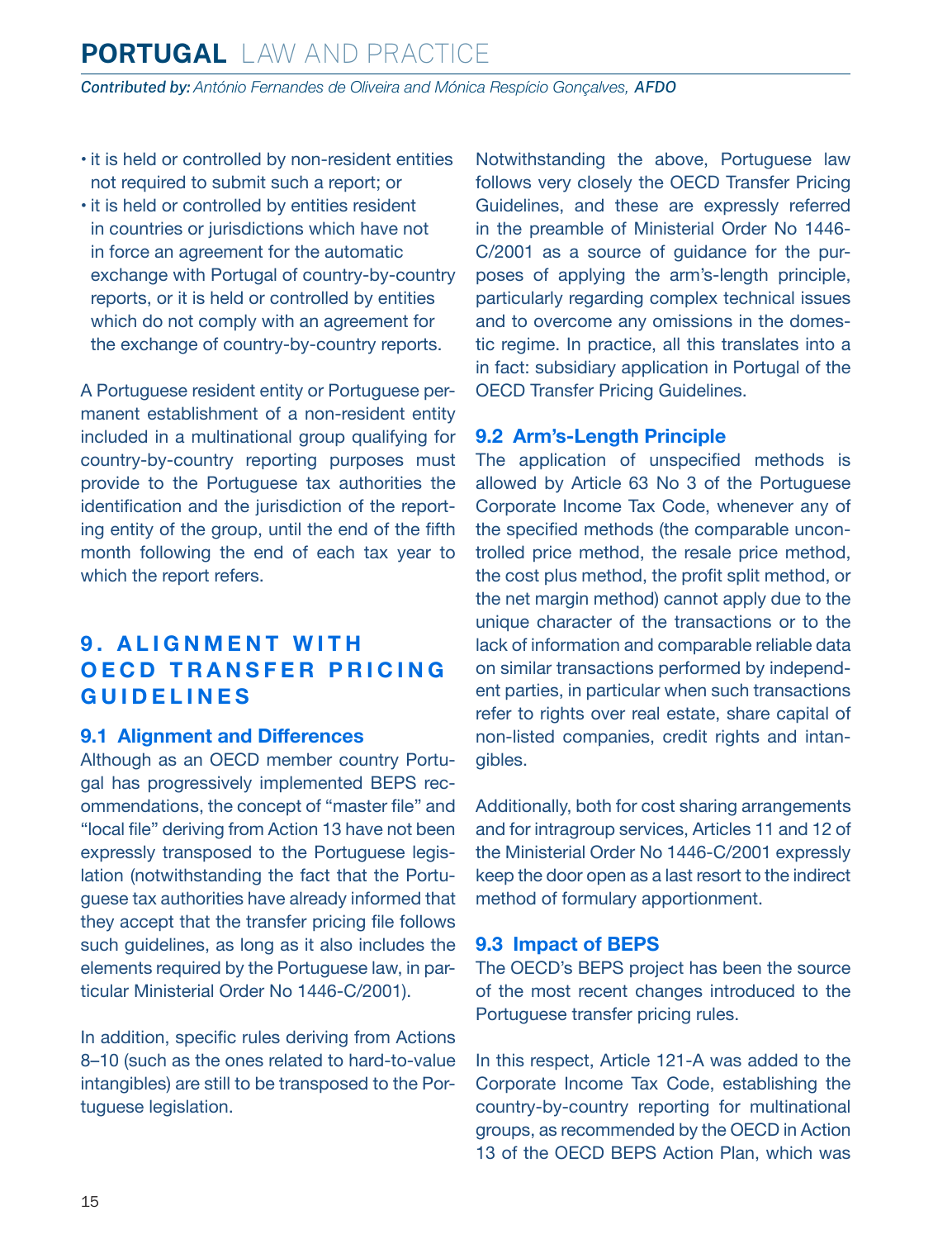- it is held or controlled by non-resident entities not required to submit such a report; or
- it is held or controlled by entities resident in countries or jurisdictions which have not in force an agreement for the automatic exchange with Portugal of country-by-country reports, or it is held or controlled by entities which do not comply with an agreement for the exchange of country-by-country reports.

A Portuguese resident entity or Portuguese permanent establishment of a non-resident entity included in a multinational group qualifying for country-by-country reporting purposes must provide to the Portuguese tax authorities the identification and the jurisdiction of the reporting entity of the group, until the end of the fifth month following the end of each tax year to which the report refers.

## 9. ALIGNMENT WITH OECD TRANSFER PRICING GUIDELINES

### 9.1 Alignment and Differences

Although as an OECD member country Portugal has progressively implemented BEPS recommendations, the concept of "master file" and "local file" deriving from Action 13 have not been expressly transposed to the Portuguese legislation (notwithstanding the fact that the Portuguese tax authorities have already informed that they accept that the transfer pricing file follows such guidelines, as long as it also includes the elements required by the Portuguese law, in particular Ministerial Order No 1446-C/2001).

In addition, specific rules deriving from Actions 8–10 (such as the ones related to hard-to-value intangibles) are still to be transposed to the Portuguese legislation.

Notwithstanding the above, Portuguese law follows very closely the OECD Transfer Pricing Guidelines, and these are expressly referred in the preamble of Ministerial Order No 1446-C/2001 as a source of guidance for the purposes of applying the arm's-length principle, particularly regarding complex technical issues and to overcome any omissions in the domestic regime. In practice, all this translates into a in fact: subsidiary application in Portugal of the OECD Transfer Pricing Guidelines.

### 9.2 Arm's-Length Principle

The application of unspecified methods is allowed by Article 63 No 3 of the Portuguese Corporate Income Tax Code, whenever any of the specified methods (the comparable uncontrolled price method, the resale price method, the cost plus method, the profit split method, or the net margin method) cannot apply due to the unique character of the transactions or to the lack of information and comparable reliable data on similar transactions performed by independent parties, in particular when such transactions refer to rights over real estate, share capital of non-listed companies, credit rights and intangibles.

Additionally, both for cost sharing arrangements and for intragroup services, Articles 11 and 12 of the Ministerial Order No 1446-C/2001 expressly keep the door open as a last resort to the indirect method of formulary apportionment.

### 9.3 Impact of BEPS

The OECD's BEPS project has been the source of the most recent changes introduced to the Portuguese transfer pricing rules.

In this respect, Article 121-A was added to the Corporate Income Tax Code, establishing the country-by-country reporting for multinational groups, as recommended by the OECD in Action 13 of the OECD BEPS Action Plan, which was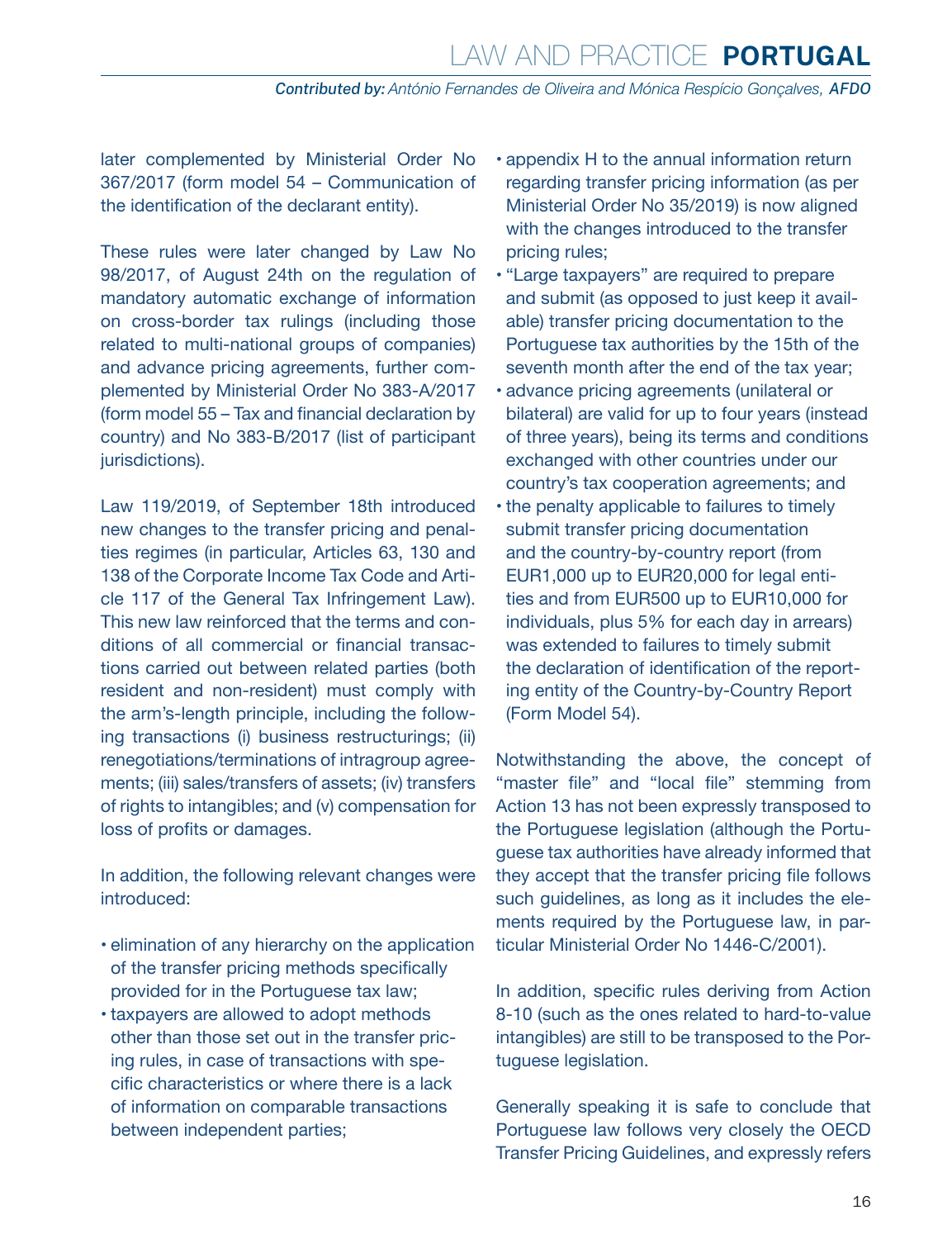later complemented by Ministerial Order No 367/2017 (form model 54 – Communication of the identification of the declarant entity).

These rules were later changed by Law No 98/2017, of August 24th on the regulation of mandatory automatic exchange of information on cross-border tax rulings (including those related to multi-national groups of companies) and advance pricing agreements, further complemented by Ministerial Order No 383-A/2017 (form model 55 – Tax and financial declaration by country) and No 383-B/2017 (list of participant jurisdictions).

Law 119/2019, of September 18th introduced new changes to the transfer pricing and penalties regimes (in particular, Articles 63, 130 and 138 of the Corporate Income Tax Code and Article 117 of the General Tax Infringement Law). This new law reinforced that the terms and conditions of all commercial or financial transactions carried out between related parties (both resident and non-resident) must comply with the arm's-length principle, including the following transactions (i) business restructurings; (ii) renegotiations/terminations of intragroup agreements; (iii) sales/transfers of assets; (iv) transfers of rights to intangibles; and (v) compensation for loss of profits or damages.

In addition, the following relevant changes were introduced:

- elimination of any hierarchy on the application of the transfer pricing methods specifically provided for in the Portuguese tax law;
- taxpayers are allowed to adopt methods other than those set out in the transfer pricing rules, in case of transactions with specific characteristics or where there is a lack of information on comparable transactions between independent parties;
- appendix H to the annual information return regarding transfer pricing information (as per Ministerial Order No 35/2019) is now aligned with the changes introduced to the transfer pricing rules;
- "Large taxpayers" are required to prepare and submit (as opposed to just keep it available) transfer pricing documentation to the Portuguese tax authorities by the 15th of the seventh month after the end of the tax year;
- advance pricing agreements (unilateral or bilateral) are valid for up to four years (instead of three years), being its terms and conditions exchanged with other countries under our country's tax cooperation agreements; and
- the penalty applicable to failures to timely submit transfer pricing documentation and the country-by-country report (from EUR1,000 up to EUR20,000 for legal entities and from EUR500 up to EUR10,000 for individuals, plus 5% for each day in arrears) was extended to failures to timely submit the declaration of identification of the reporting entity of the Country-by-Country Report (Form Model 54).

Notwithstanding the above, the concept of "master file" and "local file" stemming from Action 13 has not been expressly transposed to the Portuguese legislation (although the Portuguese tax authorities have already informed that they accept that the transfer pricing file follows such guidelines, as long as it includes the elements required by the Portuguese law, in particular Ministerial Order No 1446-C/2001).

In addition, specific rules deriving from Action 8-10 (such as the ones related to hard-to-value intangibles) are still to be transposed to the Portuguese legislation.

Generally speaking it is safe to conclude that Portuguese law follows very closely the OECD Transfer Pricing Guidelines, and expressly refers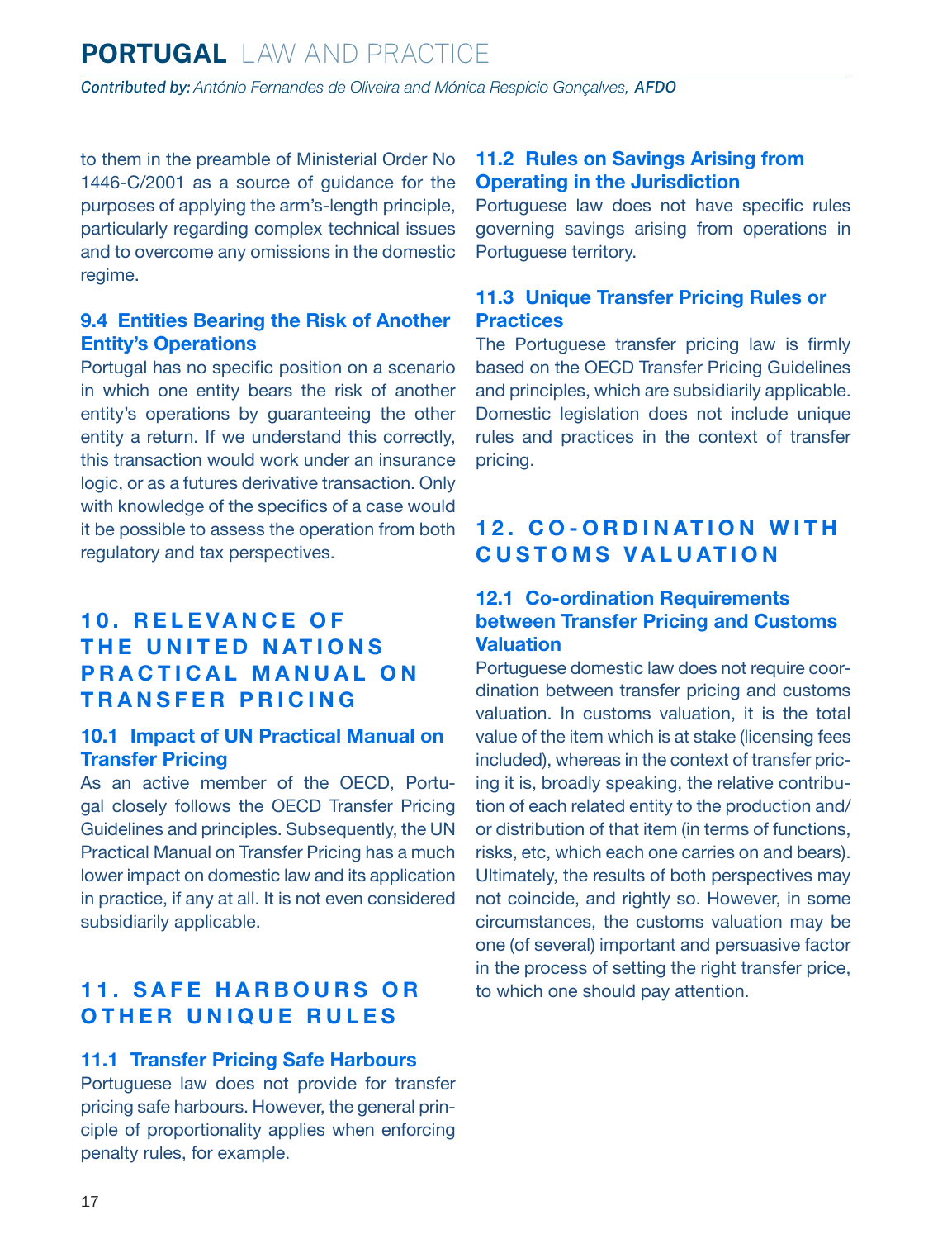to them in the preamble of Ministerial Order No 1446-C/2001 as a source of guidance for the purposes of applying the arm's-length principle, particularly regarding complex technical issues and to overcome any omissions in the domestic regime.

### 9.4 Entities Bearing the Risk of Another Entity's Operations

Portugal has no specific position on a scenario in which one entity bears the risk of another entity's operations by guaranteeing the other entity a return. If we understand this correctly, this transaction would work under an insurance logic, or as a futures derivative transaction. Only with knowledge of the specifics of a case would it be possible to assess the operation from both regulatory and tax perspectives.

## 10. RELEVANCE OF THE UNITED NATIONS PRACTICAL MANUAL ON TRANSFER PRICING

### 10.1 Impact of UN Practical Manual on Transfer Pricing

As an active member of the OECD, Portugal closely follows the OECD Transfer Pricing Guidelines and principles. Subsequently, the UN Practical Manual on Transfer Pricing has a much lower impact on domestic law and its application in practice, if any at all. It is not even considered subsidiarily applicable.

## 11. SAFE HARBOURS OR OTHER UNIQUE RULES

### 11.1 Transfer Pricing Safe Harbours

Portuguese law does not provide for transfer pricing safe harbours. However, the general principle of proportionality applies when enforcing penalty rules, for example.

### 11.2 Rules on Savings Arising from Operating in the Jurisdiction

Portuguese law does not have specific rules governing savings arising from operations in Portuguese territory.

### 11.3 Unique Transfer Pricing Rules or Practices

The Portuguese transfer pricing law is firmly based on the OECD Transfer Pricing Guidelines and principles, which are subsidiarily applicable. Domestic legislation does not include unique rules and practices in the context of transfer pricing.

## 12. CO-ORDINATION WITH CUSTOMS VALUATION

### 12.1 Co-ordination Requirements between Transfer Pricing and Customs Valuation

Portuguese domestic law does not require coordination between transfer pricing and customs valuation. In customs valuation, it is the total value of the item which is at stake (licensing fees included), whereas in the context of transfer pricing it is, broadly speaking, the relative contribution of each related entity to the production and/or distribution of that item (in terms of functions, risks, etc, which each one carries on and bears). Ultimately, the results of both perspectives may not coincide, and rightly so. However, in some circumstances, the customs valuation may be one (of several) important and persuasive factor in the process of setting the right transfer price, to which one should pay attention.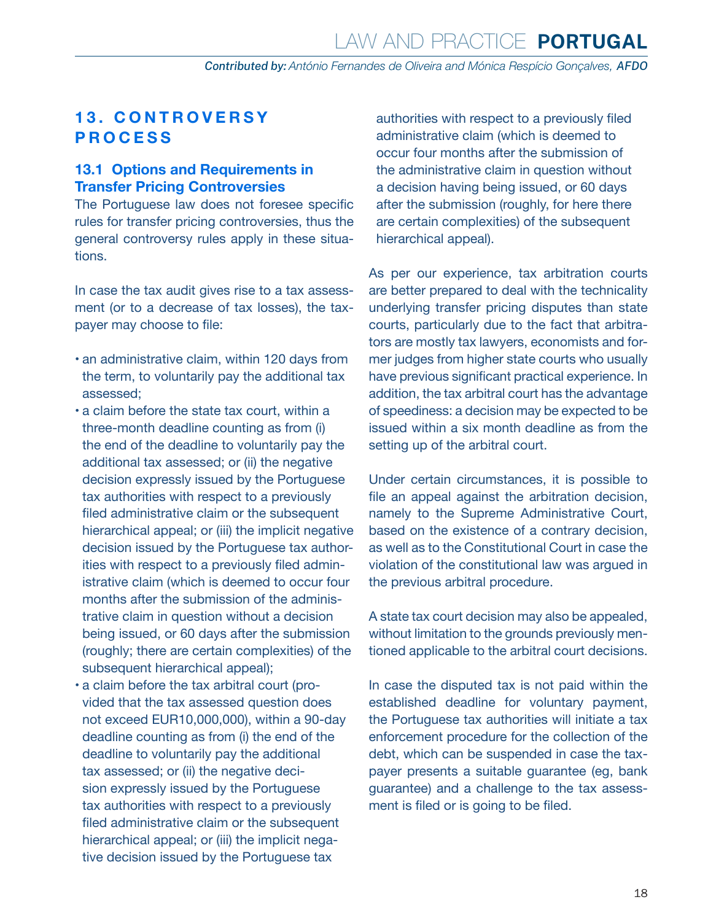## 13. CONTROVERSY PROCESS

### 13.1 Options and Requirements in Transfer Pricing Controversies

The Portuguese law does not foresee specific rules for transfer pricing controversies, thus the general controversy rules apply in these situations.

In case the tax audit gives rise to a tax assessment (or to a decrease of tax losses), the taxpayer may choose to file:

- an administrative claim, within 120 days from the term, to voluntarily pay the additional tax assessed;
- a claim before the state tax court, within a three-month deadline counting as from (i) the end of the deadline to voluntarily pay the additional tax assessed; or (ii) the negative decision expressly issued by the Portuguese tax authorities with respect to a previously filed administrative claim or the subsequent hierarchical appeal; or (iii) the implicit negative decision issued by the Portuguese tax authorities with respect to a previously filed administrative claim (which is deemed to occur four months after the submission of the administrative claim in question without a decision being issued, or 60 days after the submission (roughly; there are certain complexities) of the subsequent hierarchical appeal);
- a claim before the tax arbitral court (provided that the tax assessed question does not exceed EUR10,000,000), within a 90-day deadline counting as from (i) the end of the deadline to voluntarily pay the additional tax assessed; or (ii) the negative decision expressly issued by the Portuguese tax authorities with respect to a previously filed administrative claim or the subsequent hierarchical appeal; or (iii) the implicit negative decision issued by the Portuguese tax authorities with respect to a previously filed administrative claim (which is deemed to occur four months after the submission of the administrative claim in question without a decision having being issued, or 60 days after the submission (roughly, for here there are certain complexities) of the subsequent hierarchical appeal).

As per our experience, tax arbitration courts are better prepared to deal with the technicality underlying transfer pricing disputes than state courts, particularly due to the fact that arbitrators are mostly tax lawyers, economists and former judges from higher state courts who usually have previous significant practical experience. In addition, the tax arbitral court has the advantage of speediness: a decision may be expected to be issued within a six month deadline as from the setting up of the arbitral court.

Under certain circumstances, it is possible to file an appeal against the arbitration decision, namely to the Supreme Administrative Court, based on the existence of a contrary decision, as well as to the Constitutional Court in case the violation of the constitutional law was argued in the previous arbitral procedure.

A state tax court decision may also be appealed, without limitation to the grounds previously mentioned applicable to the arbitral court decisions.

In case the disputed tax is not paid within the established deadline for voluntary payment, the Portuguese tax authorities will initiate a tax enforcement procedure for the collection of the debt, which can be suspended in case the taxpayer presents a suitable guarantee (eg, bank guarantee) and a challenge to the tax assessment is filed or is going to be filed.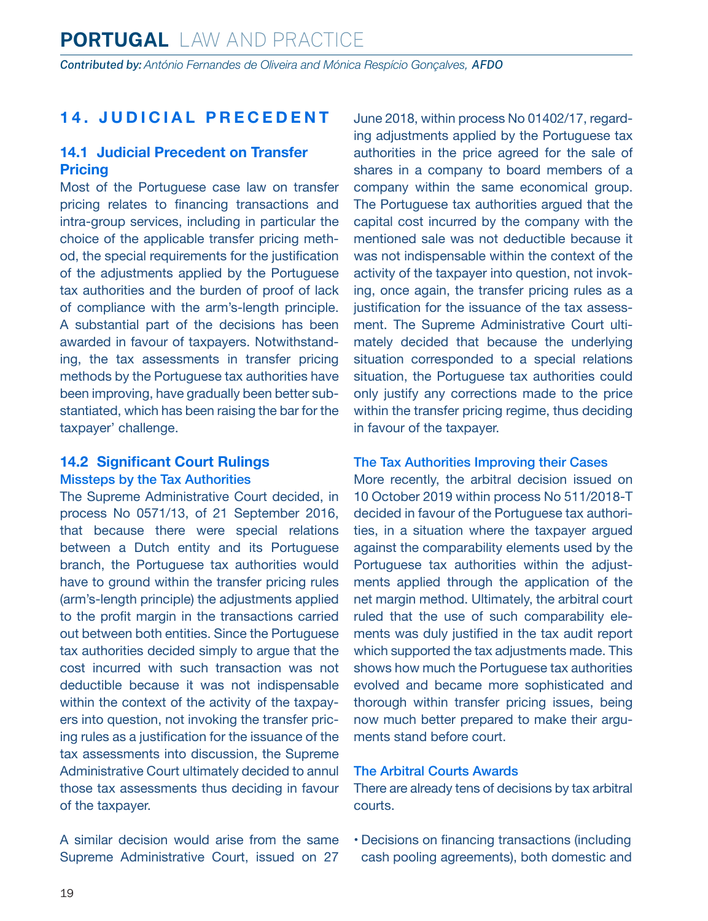## 14. JUDICIAL PRECEDENT

### 14.1 Judicial Precedent on Transfer Pricing

Most of the Portuguese case law on transfer pricing relates to financing transactions and intra-group services, including in particular the choice of the applicable transfer pricing method, the special requirements for the justification of the adjustments applied by the Portuguese tax authorities and the burden of proof of lack of compliance with the arm's-length principle. A substantial part of the decisions has been awarded in favour of taxpayers. Notwithstanding, the tax assessments in transfer pricing methods by the Portuguese tax authorities have been improving, have gradually been better substantiated, which has been raising the bar for the taxpayer' challenge.

### 14.2 Significant Court Rulings

#### Missteps by the Tax Authorities

The Supreme Administrative Court decided, in process No 0571/13, of 21 September 2016, that because there were special relations between a Dutch entity and its Portuguese branch, the Portuguese tax authorities would have to ground within the transfer pricing rules (arm's-length principle) the adjustments applied to the profit margin in the transactions carried out between both entities. Since the Portuguese tax authorities decided simply to argue that the cost incurred with such transaction was not deductible because it was not indispensable within the context of the activity of the taxpayers into question, not invoking the transfer pricing rules as a justification for the issuance of the tax assessments into discussion, the Supreme Administrative Court ultimately decided to annul those tax assessments thus deciding in favour of the taxpayer.

A similar decision would arise from the same Supreme Administrative Court, issued on 27 June 2018, within process No 01402/17, regarding adjustments applied by the Portuguese tax authorities in the price agreed for the sale of shares in a company to board members of a company within the same economical group. The Portuguese tax authorities argued that the capital cost incurred by the company with the mentioned sale was not deductible because it was not indispensable within the context of the activity of the taxpayer into question, not invoking, once again, the transfer pricing rules as a justification for the issuance of the tax assessment. The Supreme Administrative Court ultimately decided that because the underlying situation corresponded to a special relations situation, the Portuguese tax authorities could only justify any corrections made to the price within the transfer pricing regime, thus deciding in favour of the taxpayer.

#### The Tax Authorities Improving their Cases

More recently, the arbitral decision issued on 10 October 2019 within process No 511/2018-T decided in favour of the Portuguese tax authorities, in a situation where the taxpayer argued against the comparability elements used by the Portuguese tax authorities within the adjustments applied through the application of the net margin method. Ultimately, the arbitral court ruled that the use of such comparability elements was duly justified in the tax audit report which supported the tax adjustments made. This shows how much the Portuguese tax authorities evolved and became more sophisticated and thorough within transfer pricing issues, being now much better prepared to make their arguments stand before court.

#### The Arbitral Courts Awards

There are already tens of decisions by tax arbitral courts.

- Decisions on financing transactions (including cash pooling agreements), both domestic and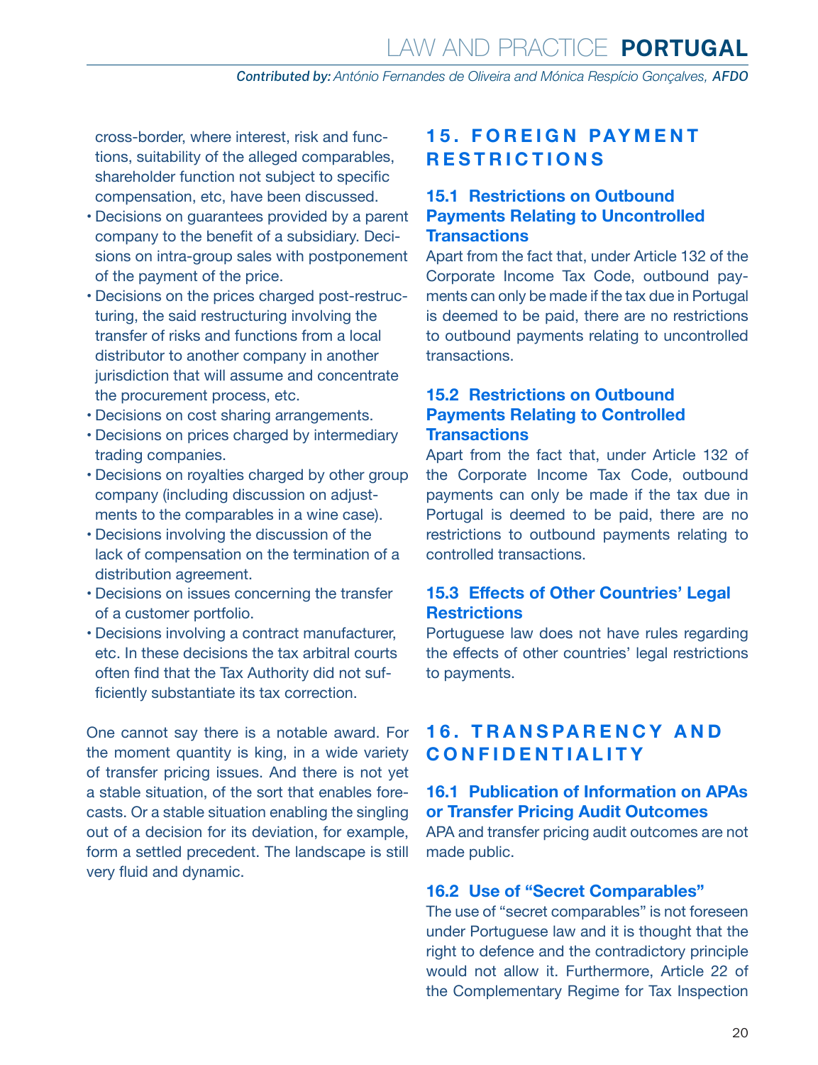cross-border, where interest, risk and functions, suitability of the alleged comparables, shareholder function not subject to specific compensation, etc, have been discussed.
- Decisions on guarantees provided by a parent company to the benefit of a subsidiary. Decisions on intra-group sales with postponement of the payment of the price.
- Decisions on the prices charged post-restructuring, the said restructuring involving the transfer of risks and functions from a local distributor to another company in another jurisdiction that will assume and concentrate the procurement process, etc.
- Decisions on cost sharing arrangements.
- Decisions on prices charged by intermediary trading companies.
- Decisions on royalties charged by other group company (including discussion on adjustments to the comparables in a wine case).
- Decisions involving the discussion of the lack of compensation on the termination of a distribution agreement.
- Decisions on issues concerning the transfer of a customer portfolio.
- Decisions involving a contract manufacturer, etc. In these decisions the tax arbitral courts often find that the Tax Authority did not sufficiently substantiate its tax correction.

One cannot say there is a notable award. For the moment quantity is king, in a wide variety of transfer pricing issues. And there is not yet a stable situation, of the sort that enables forecasts. Or a stable situation enabling the singling out of a decision for its deviation, for example, form a settled precedent. The landscape is still very fluid and dynamic.

## 15. FOREIGN PAYMENT RESTRICTIONS

### 15.1 Restrictions on Outbound Payments Relating to Uncontrolled Transactions

Apart from the fact that, under Article 132 of the Corporate Income Tax Code, outbound payments can only be made if the tax due in Portugal is deemed to be paid, there are no restrictions to outbound payments relating to uncontrolled transactions.

### 15.2 Restrictions on Outbound Payments Relating to Controlled Transactions

Apart from the fact that, under Article 132 of the Corporate Income Tax Code, outbound payments can only be made if the tax due in Portugal is deemed to be paid, there are no restrictions to outbound payments relating to controlled transactions.

### 15.3 Effects of Other Countries' Legal Restrictions

Portuguese law does not have rules regarding the effects of other countries' legal restrictions to payments.

## 16. TRANSPARENCY AND CONFIDENTIALITY

### 16.1 Publication of Information on APAs or Transfer Pricing Audit Outcomes

APA and transfer pricing audit outcomes are not made public.

### 16.2 Use of "Secret Comparables"

The use of "secret comparables" is not foreseen under Portuguese law and it is thought that the right to defence and the contradictory principle would not allow it. Furthermore, Article 22 of the Complementary Regime for Tax Inspection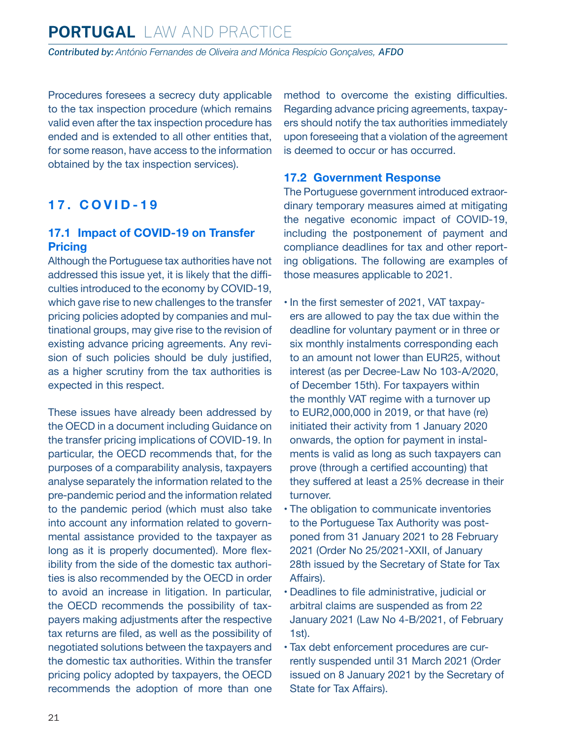Procedures foresees a secrecy duty applicable to the tax inspection procedure (which remains valid even after the tax inspection procedure has ended and is extended to all other entities that, for some reason, have access to the information obtained by the tax inspection services).

## 17. COVID-19

### 17.1 Impact of COVID-19 on Transfer Pricing

Although the Portuguese tax authorities have not addressed this issue yet, it is likely that the difficulties introduced to the economy by COVID-19, which gave rise to new challenges to the transfer pricing policies adopted by companies and multinational groups, may give rise to the revision of existing advance pricing agreements. Any revision of such policies should be duly justified, as a higher scrutiny from the tax authorities is expected in this respect.

These issues have already been addressed by the OECD in a document including Guidance on the transfer pricing implications of COVID-19. In particular, the OECD recommends that, for the purposes of a comparability analysis, taxpayers analyse separately the information related to the pre-pandemic period and the information related to the pandemic period (which must also take into account any information related to governmental assistance provided to the taxpayer as long as it is properly documented). More flexibility from the side of the domestic tax authorities is also recommended by the OECD in order to avoid an increase in litigation. In particular, the OECD recommends the possibility of taxpayers making adjustments after the respective tax returns are filed, as well as the possibility of negotiated solutions between the taxpayers and the domestic tax authorities. Within the transfer pricing policy adopted by taxpayers, the OECD recommends the adoption of more than one method to overcome the existing difficulties. Regarding advance pricing agreements, taxpayers should notify the tax authorities immediately upon foreseeing that a violation of the agreement is deemed to occur or has occurred.

### 17.2 Government Response

The Portuguese government introduced extraordinary temporary measures aimed at mitigating the negative economic impact of COVID-19, including the postponement of payment and compliance deadlines for tax and other reporting obligations. The following are examples of those measures applicable to 2021.

- In the first semester of 2021, VAT taxpayers are allowed to pay the tax due within the deadline for voluntary payment or in three or six monthly instalments corresponding each to an amount not lower than EUR25, without interest (as per Decree-Law No 103-A/2020, of December 15th). For taxpayers within the monthly VAT regime with a turnover up to EUR2,000,000 in 2019, or that have (re) initiated their activity from 1 January 2020 onwards, the option for payment in instalments is valid as long as such taxpayers can prove (through a certified accounting) that they suffered at least a 25% decrease in their turnover.
- The obligation to communicate inventories to the Portuguese Tax Authority was postponed from 31 January 2021 to 28 February 2021 (Order No 25/2021-XXII, of January 28th issued by the Secretary of State for Tax Affairs).
- Deadlines to file administrative, judicial or arbitral claims are suspended as from 22 January 2021 (Law No 4-B/2021, of February 1st).
- Tax debt enforcement procedures are currently suspended until 31 March 2021 (Order issued on 8 January 2021 by the Secretary of State for Tax Affairs).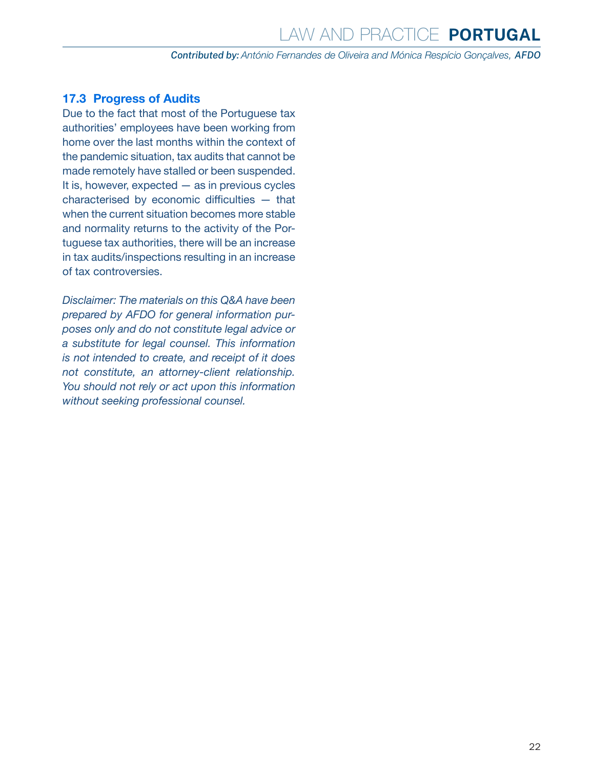### 17.3 Progress of Audits

Due to the fact that most of the Portuguese tax authorities' employees have been working from home over the last months within the context of the pandemic situation, tax audits that cannot be made remotely have stalled or been suspended. It is, however, expected — as in previous cycles characterised by economic difficulties — that when the current situation becomes more stable and normality returns to the activity of the Portuguese tax authorities, there will be an increase in tax audits/inspections resulting in an increase of tax controversies.

*Disclaimer: The materials on this Q&A have been prepared by AFDO for general information purposes only and do not constitute legal advice or a substitute for legal counsel. This information is not intended to create, and receipt of it does not constitute, an attorney-client relationship. You should not rely or act upon this information without seeking professional counsel.*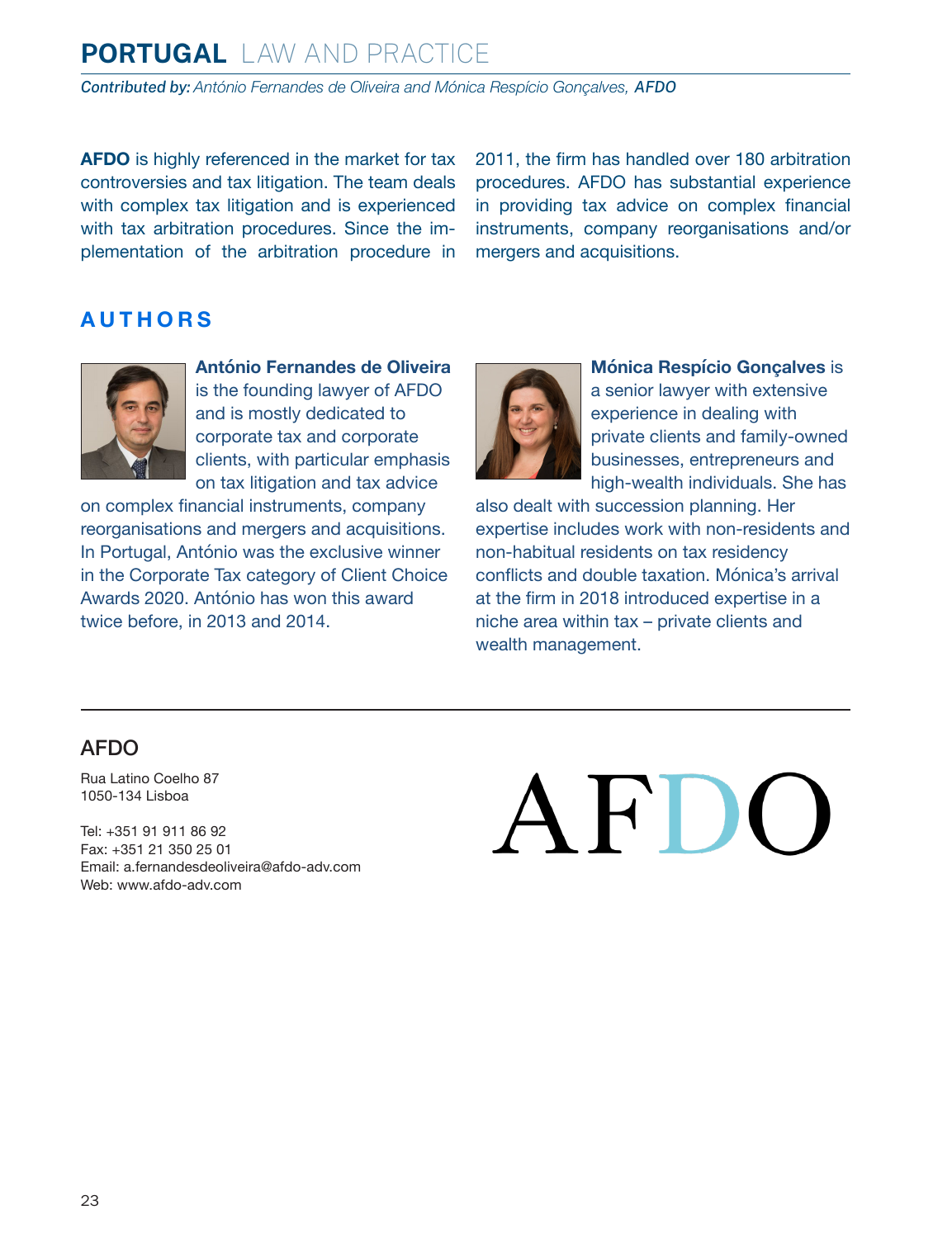**AFDO** is highly referenced in the market for tax controversies and tax litigation. The team deals with complex tax litigation and is experienced with tax arbitration procedures. Since the implementation of the arbitration procedure in 2011, the firm has handled over 180 arbitration procedures. AFDO has substantial experience in providing tax advice on complex financial instruments, company reorganisations and/or mergers and acquisitions.

## AUTHORS

**António Fernandes de Oliveira** is the founding lawyer of AFDO and is mostly dedicated to corporate tax and corporate clients, with particular emphasis on tax litigation and tax advice on complex financial instruments, company reorganisations and mergers and acquisitions. In Portugal, António was the exclusive winner in the Corporate Tax category of Client Choice Awards 2020. António has won this award twice before, in 2013 and 2014.

**Mónica Respício Gonçalves** is a senior lawyer with extensive experience in dealing with private clients and family-owned businesses, entrepreneurs and high-wealth individuals. She has also dealt with succession planning. Her expertise includes work with non-residents and non-habitual residents on tax residency conflicts and double taxation. Mónica's arrival at the firm in 2018 introduced expertise in a niche area within tax – private clients and wealth management.

## AFDO

Rua Latino Coelho 87
1050-134 Lisboa

Tel: +351 91 911 86 92
Fax: +351 21 350 25 01
Email: a.fernandesdeoliveira@afdo-adv.com
Web: www.afdo-adv.com

AFDO